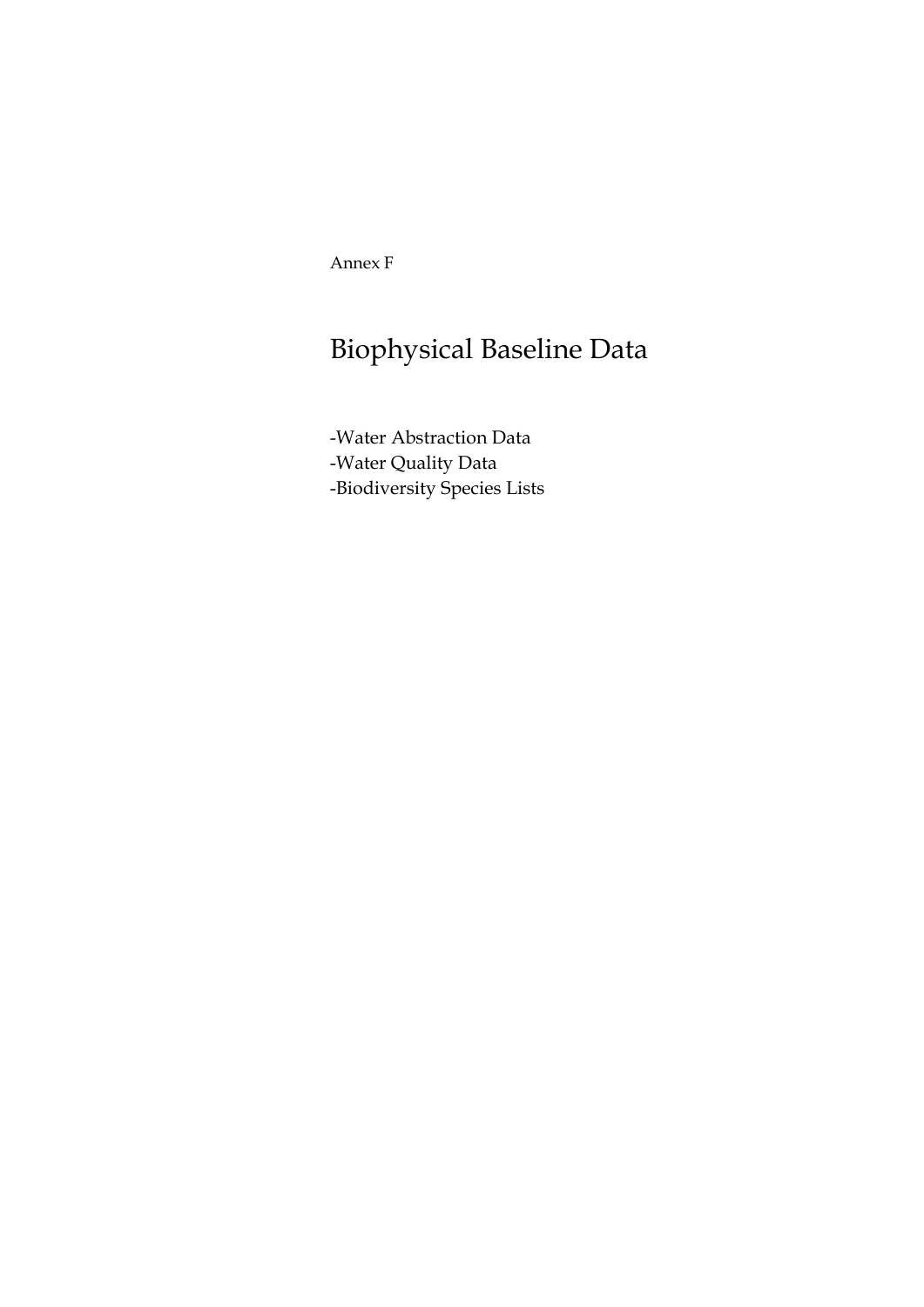Annex F

# Biophysical Baseline Data

-Water Abstraction Data
-Water Quality Data
-Biodiversity Species Lists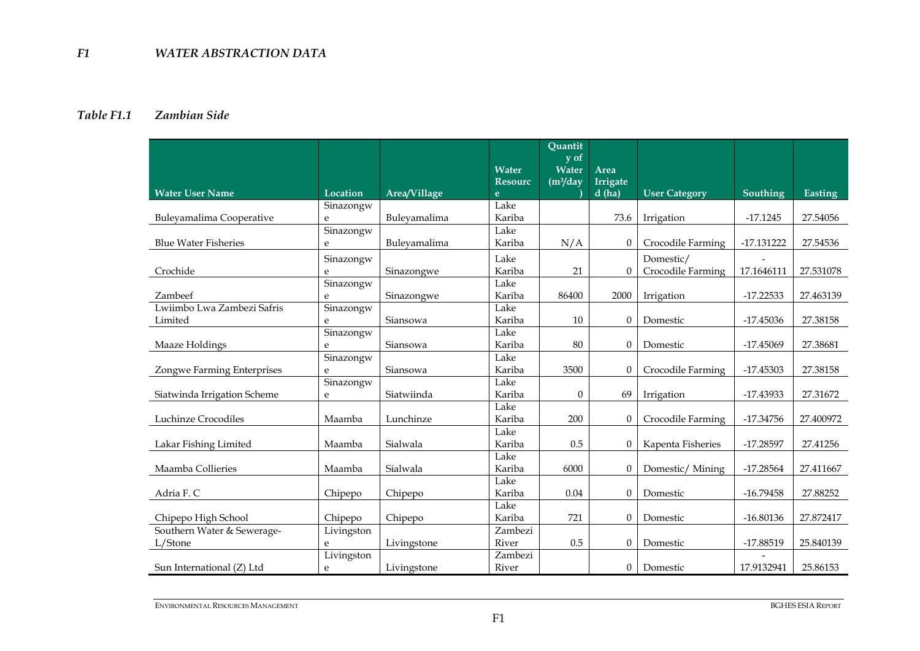## *F1 WATER ABSTRACTION DATA*

### *Table F1.1 Zambian Side*

| Water User Name | Location | Area/Village | Water Resource | Quantity of Water ($m^3$/day) | Area Irrigated (ha) | User Category | Southing | Easting |
|---|---|---|---|---|---|---|---|---|
| Buleyamalima Cooperative | Sinazongwe | Buleyamalima | Lake Kariba | | 73.6 | Irrigation | -17.1245 | 27.54056 |
| Blue Water Fisheries | Sinazongwe | Buleyamalima | Lake Kariba | N/A | 0 | Crocodile Farming | -17.131222 | 27.54536 |
| Crochide | Sinazongwe | Sinazongwe | Lake Kariba | 21 | 0 | Domestic/ Crocodile Farming | -17.1646111 | 27.531078 |
| Zambeef | Sinazongwe | Sinazongwe | Lake Kariba | 86400 | 2000 | Irrigation | -17.22533 | 27.463139 |
| Lwiimbo Lwa Zambezi Safris Limited | Sinazongwe | Siansowa | Lake Kariba | 10 | 0 | Domestic | -17.45036 | 27.38158 |
| Maaze Holdings | Sinazongwe | Siansowa | Lake Kariba | 80 | 0 | Domestic | -17.45069 | 27.38681 |
| Zongwe Farming Enterprises | Sinazongwe | Siansowa | Lake Kariba | 3500 | 0 | Crocodile Farming | -17.45303 | 27.38158 |
| Siatwinda Irrigation Scheme | Sinazongwe | Siatwiinda | Lake Kariba | 0 | 69 | Irrigation | -17.43933 | 27.31672 |
| Luchinze Crocodiles | Maamba | Lunchinze | Lake Kariba | 200 | 0 | Crocodile Farming | -17.34756 | 27.400972 |
| Lakar Fishing Limited | Maamba | Sialwala | Lake Kariba | 0.5 | 0 | Kapenta Fisheries | -17.28597 | 27.41256 |
| Maamba Collieries | Maamba | Sialwala | Lake Kariba | 6000 | 0 | Domestic/ Mining | -17.28564 | 27.411667 |
| Adria F. C | Chipepo | Chipepo | Lake Kariba | 0.04 | 0 | Domestic | -16.79458 | 27.88252 |
| Chipepo High School | Chipepo | Chipepo | Lake Kariba | 721 | 0 | Domestic | -16.80136 | 27.872417 |
| Southern Water & Sewerage-L/Stone | Livingstone | Livingstone | Zambezi River | 0.5 | 0 | Domestic | -17.88519 | 25.840139 |
| Sun International (Z) Ltd | Livingstone | Livingstone | Zambezi River | | 0 | Domestic | -17.9132941 | 25.86153 |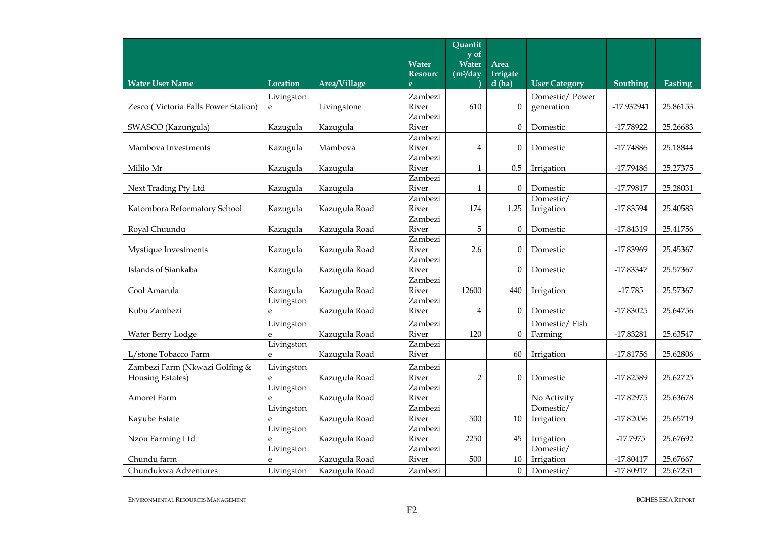| Water User Name | Location | Area/Village | Water Resource | Quantity of Water ($m^3$/day) | Area Irrigated (ha) | User Category | Southing | Easting |
|---|---|---|---|---|---|---|---|---|
| Zesco ( Victoria Falls Power Station) | Livingstone | Livingstone | Zambezi River | 610 | 0 | Domestic/ Power generation | -17.932941 | 25.86153 |
| SWASCO (Kazungula) | Kazugula | Kazugula | Zambezi River | | 0 | Domestic | -17.78922 | 25.26683 |
| Mambova Investments | Kazugula | Mambova | Zambezi River | 4 | 0 | Domestic | -17.74886 | 25.18844 |
| Mililo Mr | Kazugula | Kazugula | Zambezi River | 1 | 0.5 | Irrigation | -17.79486 | 25.27375 |
| Next Trading Pty Ltd | Kazugula | Kazugula | Zambezi River | 1 | 0 | Domestic | -17.79817 | 25.28031 |
| Katombora Reformatory School | Kazugula | Kazugula Road | Zambezi River | 174 | 1.25 | Domestic/ Irrigation | -17.83594 | 25.40583 |
| Royal Chuundu | Kazugula | Kazugula Road | Zambezi River | 5 | 0 | Domestic | -17.84319 | 25.41756 |
| Mystique Investments | Kazugula | Kazugula Road | Zambezi River | 2.6 | 0 | Domestic | -17.83969 | 25.45367 |
| Islands of Siankaba | Kazugula | Kazugula Road | Zambezi River | | 0 | Domestic | -17.83347 | 25.57367 |
| Cool Amarula | Kazugula | Kazugula Road | Zambezi River | 12600 | 440 | Irrigation | -17.785 | 25.57367 |
| Kubu Zambezi | Livingstone | Kazugula Road | Zambezi River | 4 | 0 | Domestic | -17.83025 | 25.64756 |
| Water Berry Lodge | Livingstone | Kazugula Road | Zambezi River | 120 | 0 | Domestic/ Fish Farming | -17.83281 | 25.63547 |
| L/stone Tobacco Farm | Livingstone | Kazugula Road | Zambezi River | | 60 | Irrigation | -17.81756 | 25.62806 |
| Zambezi Farm (Nkwazi Golfing & Housing Estates) | Livingstone | Kazugula Road | Zambezi River | 2 | 0 | Domestic | -17.82589 | 25.62725 |
| Amoret Farm | Livingstone | Kazugula Road | Zambezi River | | | No Activity | -17.82975 | 25.63678 |
| Kayube Estate | Livingstone | Kazugula Road | Zambezi River | 500 | 10 | Domestic/ Irrigation | -17.82056 | 25.65719 |
| Nzou Farming Ltd | Livingstone | Kazugula Road | Zambezi River | 2250 | 45 | Irrigation | -17.7975 | 25.67692 |
| Chundu farm | Livingstone | Kazugula Road | Zambezi River | 500 | 10 | Domestic/ Irrigation | -17.80417 | 25.67667 |
| Chundukwa Adventures | Livingston | Kazugula Road | Zambezi | | 0 | Domestic/ | -17.80917 | 25.67231 |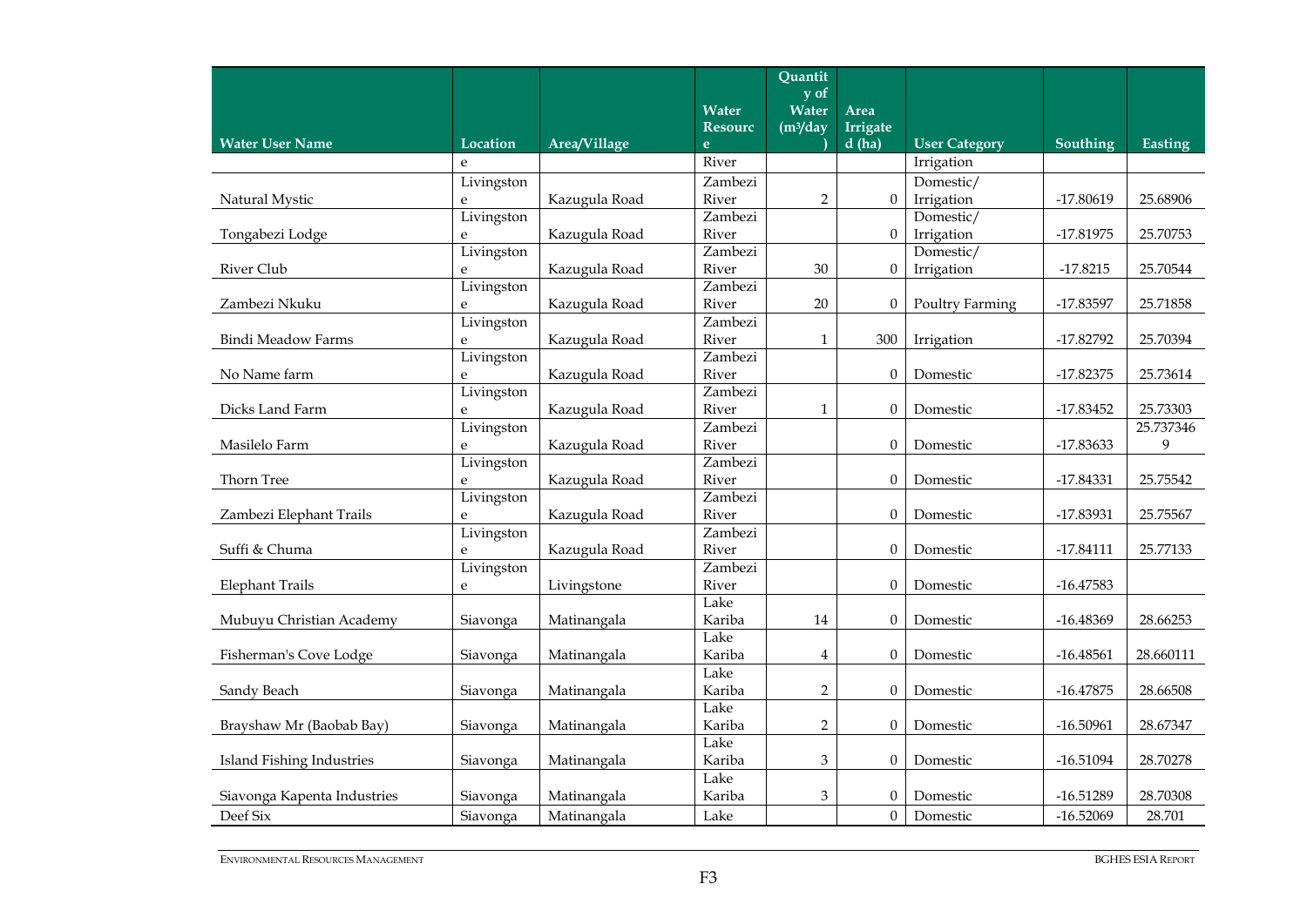| Water User Name | Location | Area/Village | Water Resource | Quantity of Water (m³/day) | Area Irrigated (ha) | User Category | Southing | Easting |
|---|---|---|---|---|---|---|---|---|
| | e | | River | | | Irrigation | | |
| Natural Mystic | Livingstone | Kazugula Road | Zambezi River | 2 | 0 | Domestic/ Irrigation | -17.80619 | 25.68906 |
| Tongabezi Lodge | Livingstone | Kazugula Road | Zambezi River | | 0 | Domestic/ Irrigation | -17.81975 | 25.70753 |
| River Club | Livingstone | Kazugula Road | Zambezi River | 30 | 0 | Domestic/ Irrigation | -17.8215 | 25.70544 |
| Zambezi Nkuku | Livingstone | Kazugula Road | Zambezi River | 20 | 0 | Poultry Farming | -17.83597 | 25.71858 |
| Bindi Meadow Farms | Livingstone | Kazugula Road | Zambezi River | 1 | 300 | Irrigation | -17.82792 | 25.70394 |
| No Name farm | Livingstone | Kazugula Road | Zambezi River | | 0 | Domestic | -17.82375 | 25.73614 |
| Dicks Land Farm | Livingstone | Kazugula Road | Zambezi River | 1 | 0 | Domestic | -17.83452 | 25.73303 |
| Masilelo Farm | Livingstone | Kazugula Road | Zambezi River | | 0 | Domestic | -17.83633 | 25.7373469 |
| Thorn Tree | Livingstone | Kazugula Road | Zambezi River | | 0 | Domestic | -17.84331 | 25.75542 |
| Zambezi Elephant Trails | Livingstone | Kazugula Road | Zambezi River | | 0 | Domestic | -17.83931 | 25.75567 |
| Suffi & Chuma | Livingstone | Kazugula Road | Zambezi River | | 0 | Domestic | -17.84111 | 25.77133 |
| Elephant Trails | Livingstone | Livingstone | Zambezi River | | 0 | Domestic | -16.47583 | |
| Mubuyu Christian Academy | Siavonga | Matinangala | Lake Kariba | 14 | 0 | Domestic | -16.48369 | 28.66253 |
| Fisherman's Cove Lodge | Siavonga | Matinangala | Lake Kariba | 4 | 0 | Domestic | -16.48561 | 28.660111 |
| Sandy Beach | Siavonga | Matinangala | Lake Kariba | 2 | 0 | Domestic | -16.47875 | 28.66508 |
| Brayshaw Mr (Baobab Bay) | Siavonga | Matinangala | Lake Kariba | 2 | 0 | Domestic | -16.50961 | 28.67347 |
| Island Fishing Industries | Siavonga | Matinangala | Lake Kariba | 3 | 0 | Domestic | -16.51094 | 28.70278 |
| Siavonga Kapenta Industries | Siavonga | Matinangala | Lake Kariba | 3 | 0 | Domestic | -16.51289 | 28.70308 |
| Deef Six | Siavonga | Matinangala | Lake | | 0 | Domestic | -16.52069 | 28.701 |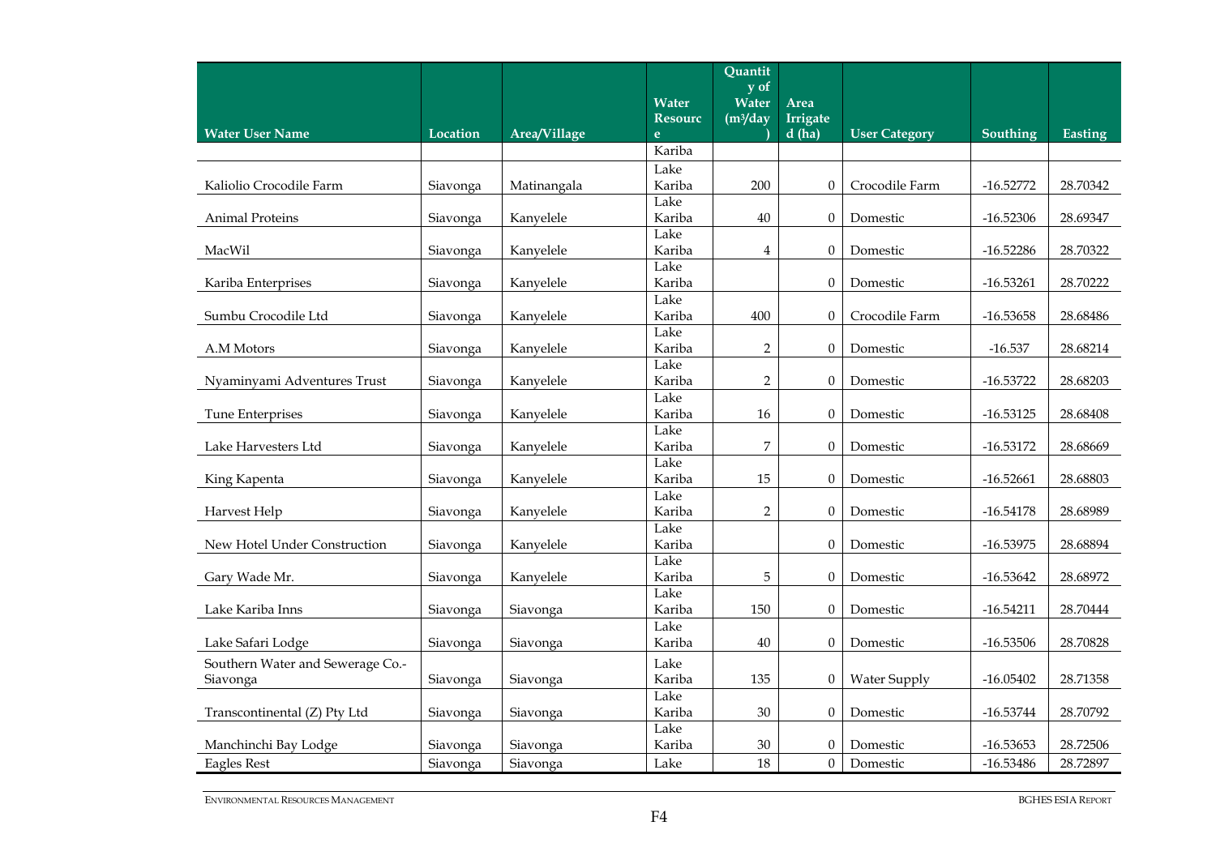| Water User Name | Location | Area/Village | Water Resource | Quantity of Water ($m^3$/day) | Area Irrigated (ha) | User Category | Southing | Easting |
|---|---|---|---|---|---|---|---|---|
| | | | Kariba | | | | | |
| Kaliolio Crocodile Farm | Siavonga | Matinangala | Lake Kariba | 200 | 0 | Crocodile Farm | -16.52772 | 28.70342 |
| Animal Proteins | Siavonga | Kanyelele | Lake Kariba | 40 | 0 | Domestic | -16.52306 | 28.69347 |
| MacWil | Siavonga | Kanyelele | Lake Kariba | 4 | 0 | Domestic | -16.52286 | 28.70322 |
| Kariba Enterprises | Siavonga | Kanyelele | Lake Kariba | | 0 | Domestic | -16.53261 | 28.70222 |
| Sumbu Crocodile Ltd | Siavonga | Kanyelele | Lake Kariba | 400 | 0 | Crocodile Farm | -16.53658 | 28.68486 |
| A.M Motors | Siavonga | Kanyelele | Lake Kariba | 2 | 0 | Domestic | -16.537 | 28.68214 |
| Nyaminyami Adventures Trust | Siavonga | Kanyelele | Lake Kariba | 2 | 0 | Domestic | -16.53722 | 28.68203 |
| Tune Enterprises | Siavonga | Kanyelele | Lake Kariba | 16 | 0 | Domestic | -16.53125 | 28.68408 |
| Lake Harvesters Ltd | Siavonga | Kanyelele | Lake Kariba | 7 | 0 | Domestic | -16.53172 | 28.68669 |
| King Kapenta | Siavonga | Kanyelele | Lake Kariba | 15 | 0 | Domestic | -16.52661 | 28.68803 |
| Harvest Help | Siavonga | Kanyelele | Lake Kariba | 2 | 0 | Domestic | -16.54178 | 28.68989 |
| New Hotel Under Construction | Siavonga | Kanyelele | Lake Kariba | | 0 | Domestic | -16.53975 | 28.68894 |
| Gary Wade Mr. | Siavonga | Kanyelele | Lake Kariba | 5 | 0 | Domestic | -16.53642 | 28.68972 |
| Lake Kariba Inns | Siavonga | Siavonga | Lake Kariba | 150 | 0 | Domestic | -16.54211 | 28.70444 |
| Lake Safari Lodge | Siavonga | Siavonga | Lake Kariba | 40 | 0 | Domestic | -16.53506 | 28.70828 |
| Southern Water and Sewerage Co.-Siavonga | Siavonga | Siavonga | Lake Kariba | 135 | 0 | Water Supply | -16.05402 | 28.71358 |
| Transcontinental (Z) Pty Ltd | Siavonga | Siavonga | Lake Kariba | 30 | 0 | Domestic | -16.53744 | 28.70792 |
| Manchinchi Bay Lodge | Siavonga | Siavonga | Lake Kariba | 30 | 0 | Domestic | -16.53653 | 28.72506 |
| Eagles Rest | Siavonga | Siavonga | Lake | 18 | 0 | Domestic | -16.53486 | 28.72897 |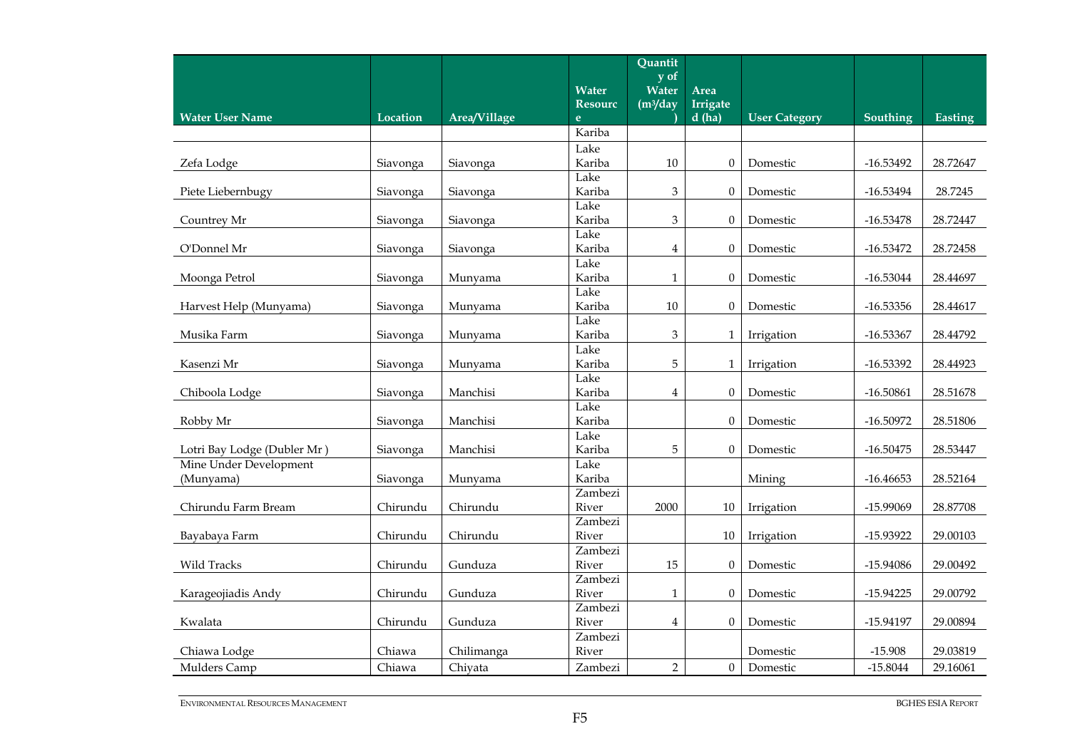| Water User Name | Location | Area/Village | Water Resource | Quantity of Water ($m^3$/day) | Area Irrigated (ha) | User Category | Southing | Easting |
|---|---|---|---|---|---|---|---|---|
| | | | Kariba | | | | | |
| Zefa Lodge | Siavonga | Siavonga | Lake Kariba | 10 | 0 | Domestic | -16.53492 | 28.72647 |
| Piete Liebernbugy | Siavonga | Siavonga | Lake Kariba | 3 | 0 | Domestic | -16.53494 | 28.7245 |
| Countrey Mr | Siavonga | Siavonga | Lake Kariba | 3 | 0 | Domestic | -16.53478 | 28.72447 |
| O'Donnel Mr | Siavonga | Siavonga | Lake Kariba | 4 | 0 | Domestic | -16.53472 | 28.72458 |
| Moonga Petrol | Siavonga | Munyama | Lake Kariba | 1 | 0 | Domestic | -16.53044 | 28.44697 |
| Harvest Help (Munyama) | Siavonga | Munyama | Lake Kariba | 10 | 0 | Domestic | -16.53356 | 28.44617 |
| Musika Farm | Siavonga | Munyama | Lake Kariba | 3 | 1 | Irrigation | -16.53367 | 28.44792 |
| Kasenzi Mr | Siavonga | Munyama | Lake Kariba | 5 | 1 | Irrigation | -16.53392 | 28.44923 |
| Chiboola Lodge | Siavonga | Manchisi | Lake Kariba | 4 | 0 | Domestic | -16.50861 | 28.51678 |
| Robby Mr | Siavonga | Manchisi | Lake Kariba | | 0 | Domestic | -16.50972 | 28.51806 |
| Lotri Bay Lodge (Dubler Mr ) | Siavonga | Manchisi | Lake Kariba | 5 | 0 | Domestic | -16.50475 | 28.53447 |
| Mine Under Development (Munyama) | Siavonga | Munyama | Lake Kariba | | | Mining | -16.46653 | 28.52164 |
| Chirundu Farm Bream | Chirundu | Chirundu | Zambezi River | 2000 | 10 | Irrigation | -15.99069 | 28.87708 |
| Bayabaya Farm | Chirundu | Chirundu | Zambezi River | | 10 | Irrigation | -15.93922 | 29.00103 |
| Wild Tracks | Chirundu | Gunduza | Zambezi River | 15 | 0 | Domestic | -15.94086 | 29.00492 |
| Karageojiadis Andy | Chirundu | Gunduza | Zambezi River | 1 | 0 | Domestic | -15.94225 | 29.00792 |
| Kwalata | Chirundu | Gunduza | Zambezi River | 4 | 0 | Domestic | -15.94197 | 29.00894 |
| Chiawa Lodge | Chiawa | Chilimanga | Zambezi River | | | Domestic | -15.908 | 29.03819 |
| Mulders Camp | Chiawa | Chiyata | Zambezi | 2 | 0 | Domestic | -15.8044 | 29.16061 |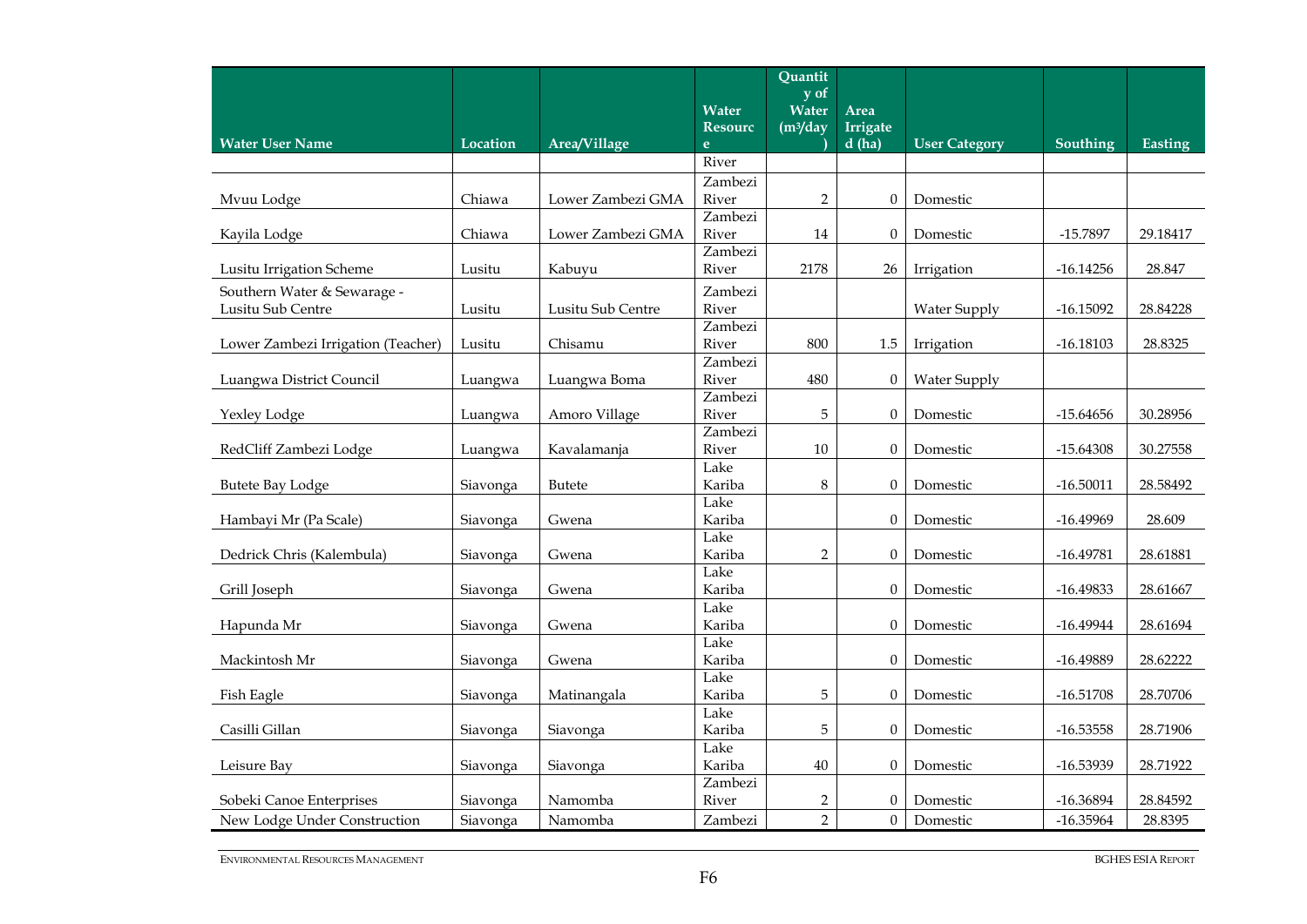| Water User Name | Location | Area/Village | Water Resource | Quantity of Water ($m^3$/day) | Area Irrigated (ha) | User Category | Southing | Easting |
|---|---|---|---|---|---|---|---|---|
| | | | River | | | | | |
| Mvuu Lodge | Chiawa | Lower Zambezi GMA | Zambezi River | 2 | 0 | Domestic | | |
| Kayila Lodge | Chiawa | Lower Zambezi GMA | Zambezi River | 14 | 0 | Domestic | -15.7897 | 29.18417 |
| Lusitu Irrigation Scheme | Lusitu | Kabuyu | Zambezi River | 2178 | 26 | Irrigation | -16.14256 | 28.847 |
| Southern Water & Sewarage - Lusitu Sub Centre | Lusitu | Lusitu Sub Centre | Zambezi River | | | Water Supply | -16.15092 | 28.84228 |
| Lower Zambezi Irrigation (Teacher) | Lusitu | Chisamu | Zambezi River | 800 | 1.5 | Irrigation | -16.18103 | 28.8325 |
| Luangwa District Council | Luangwa | Luangwa Boma | Zambezi River | 480 | 0 | Water Supply | | |
| Yexley Lodge | Luangwa | Amoro Village | Zambezi River | 5 | 0 | Domestic | -15.64656 | 30.28956 |
| RedCliff Zambezi Lodge | Luangwa | Kavalamanja | Zambezi River | 10 | 0 | Domestic | -15.64308 | 30.27558 |
| Butete Bay Lodge | Siavonga | Butete | Lake Kariba | 8 | 0 | Domestic | -16.50011 | 28.58492 |
| Hambayi Mr (Pa Scale) | Siavonga | Gwena | Lake Kariba | | 0 | Domestic | -16.49969 | 28.609 |
| Dedrick Chris (Kalembula) | Siavonga | Gwena | Lake Kariba | 2 | 0 | Domestic | -16.49781 | 28.61881 |
| Grill Joseph | Siavonga | Gwena | Lake Kariba | | 0 | Domestic | -16.49833 | 28.61667 |
| Hapunda Mr | Siavonga | Gwena | Lake Kariba | | 0 | Domestic | -16.49944 | 28.61694 |
| Mackintosh Mr | Siavonga | Gwena | Lake Kariba | | 0 | Domestic | -16.49889 | 28.62222 |
| Fish Eagle | Siavonga | Matinangala | Lake Kariba | 5 | 0 | Domestic | -16.51708 | 28.70706 |
| Casilli Gillan | Siavonga | Siavonga | Lake Kariba | 5 | 0 | Domestic | -16.53558 | 28.71906 |
| Leisure Bay | Siavonga | Siavonga | Lake Kariba | 40 | 0 | Domestic | -16.53939 | 28.71922 |
| Sobeki Canoe Enterprises | Siavonga | Namomba | Zambezi River | 2 | 0 | Domestic | -16.36894 | 28.84592 |
| New Lodge Under Construction | Siavonga | Namomba | Zambezi | 2 | 0 | Domestic | -16.35964 | 28.8395 |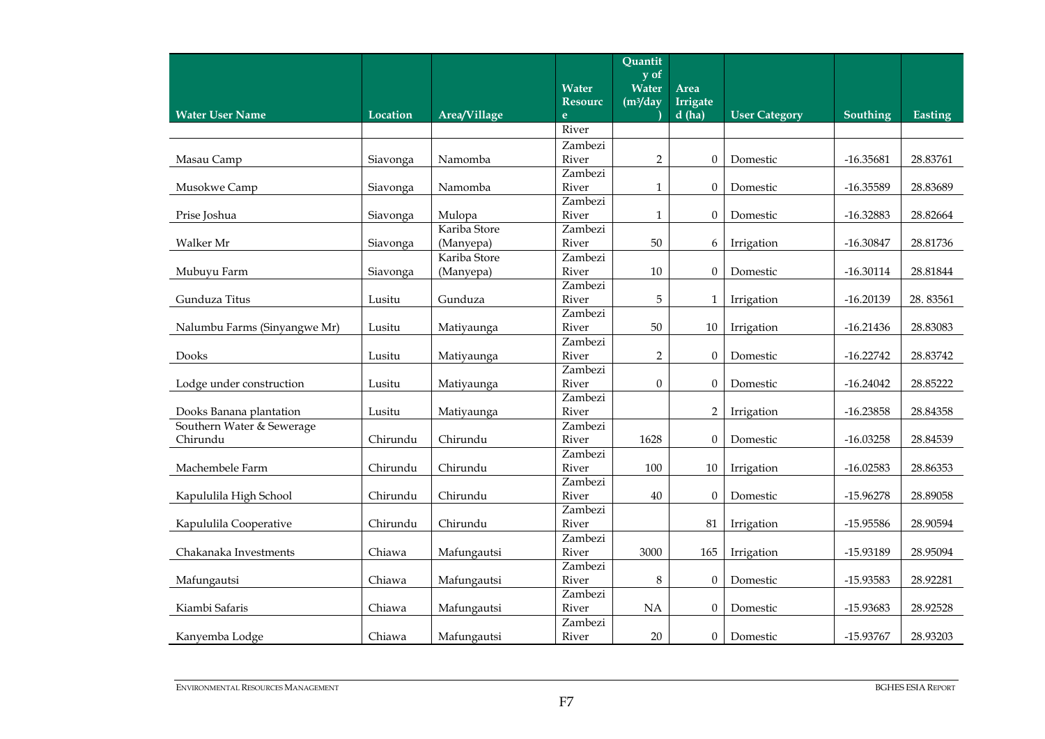| Water User Name | Location | Area/Village | Water Resource | Quantity of Water (m³/day) | Area Irrigated (ha) | User Category | Southing | Easting |
|---|---|---|---|---|---|---|---|---|
| | | | River | | | | | |
| Masau Camp | Siavonga | Namomba | Zambezi River | 2 | 0 | Domestic | -16.35681 | 28.83761 |
| Musokwe Camp | Siavonga | Namomba | Zambezi River | 1 | 0 | Domestic | -16.35589 | 28.83689 |
| Prise Joshua | Siavonga | Mulopa | Zambezi River | 1 | 0 | Domestic | -16.32883 | 28.82664 |
| Walker Mr | Siavonga | Kariba Store (Manyepa) | Zambezi River | 50 | 6 | Irrigation | -16.30847 | 28.81736 |
| Mubuyu Farm | Siavonga | Kariba Store (Manyepa) | Zambezi River | 10 | 0 | Domestic | -16.30114 | 28.81844 |
| Gunduza Titus | Lusitu | Gunduza | Zambezi River | 5 | 1 | Irrigation | -16.20139 | 28. 83561 |
| Nalumbu Farms (Sinyangwe Mr) | Lusitu | Matiyaunga | Zambezi River | 50 | 10 | Irrigation | -16.21436 | 28.83083 |
| Dooks | Lusitu | Matiyaunga | Zambezi River | 2 | 0 | Domestic | -16.22742 | 28.83742 |
| Lodge under construction | Lusitu | Matiyaunga | Zambezi River | 0 | 0 | Domestic | -16.24042 | 28.85222 |
| Dooks Banana plantation | Lusitu | Matiyaunga | Zambezi River | | 2 | Irrigation | -16.23858 | 28.84358 |
| Southern Water & Sewerage Chirundu | Chirundu | Chirundu | Zambezi River | 1628 | 0 | Domestic | -16.03258 | 28.84539 |
| Machembele Farm | Chirundu | Chirundu | Zambezi River | 100 | 10 | Irrigation | -16.02583 | 28.86353 |
| Kapululila High School | Chirundu | Chirundu | Zambezi River | 40 | 0 | Domestic | -15.96278 | 28.89058 |
| Kapululila Cooperative | Chirundu | Chirundu | Zambezi River | | 81 | Irrigation | -15.95586 | 28.90594 |
| Chakanaka Investments | Chiawa | Mafungautsi | Zambezi River | 3000 | 165 | Irrigation | -15.93189 | 28.95094 |
| Mafungautsi | Chiawa | Mafungautsi | Zambezi River | 8 | 0 | Domestic | -15.93583 | 28.92281 |
| Kiambi Safaris | Chiawa | Mafungautsi | Zambezi River | NA | 0 | Domestic | -15.93683 | 28.92528 |
| Kanyemba Lodge | Chiawa | Mafungautsi | Zambezi River | 20 | 0 | Domestic | -15.93767 | 28.93203 |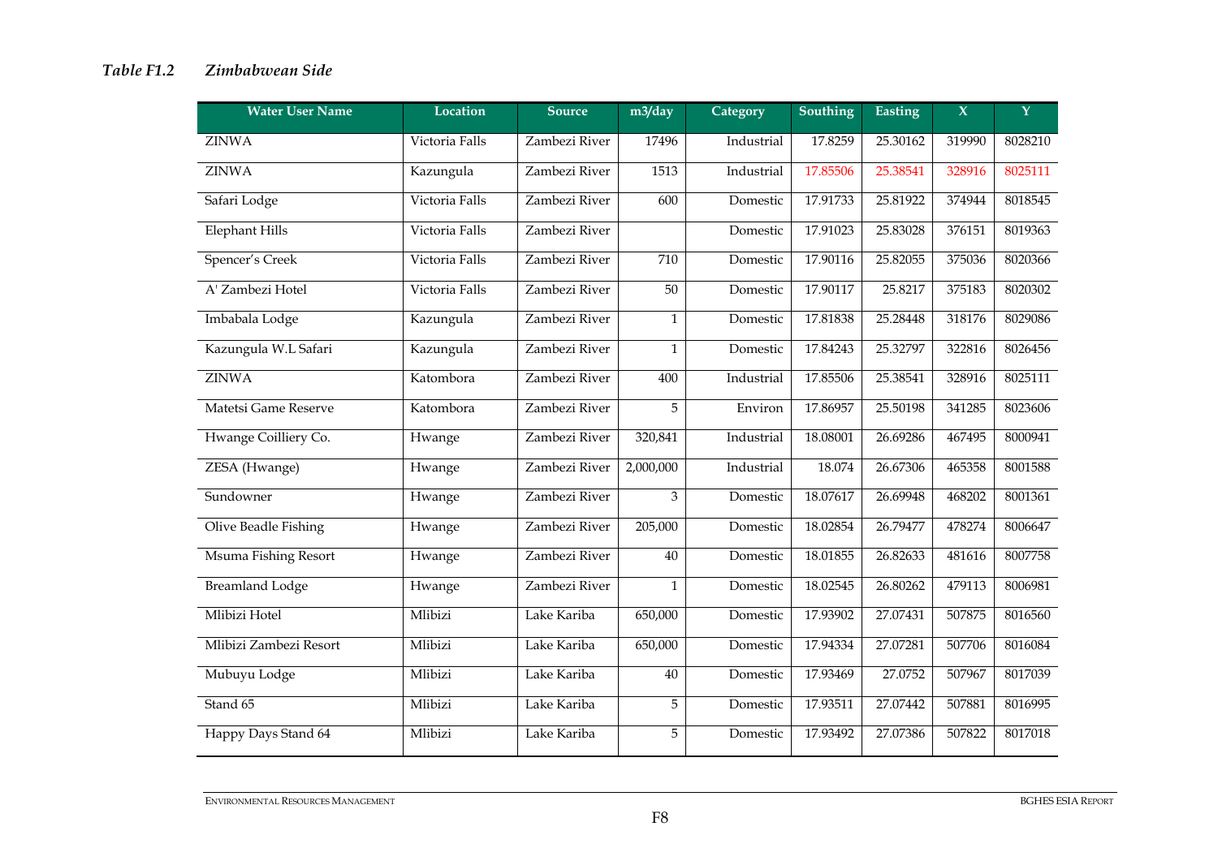*Table F1.2    Zimbabwean Side*

| Water User Name | Location | Source | m3/day | Category | Southing | Easting | X | Y |
|---|---|---|---|---|---|---|---|---|
| ZINWA | Victoria Falls | Zambezi River | 17496 | Industrial | 17.8259 | 25.30162 | 319990 | 8028210 |
| ZINWA | Kazungula | Zambezi River | 1513 | Industrial | 17.85506 | 25.38541 | 328916 | 8025111 |
| Safari Lodge | Victoria Falls | Zambezi River | 600 | Domestic | 17.91733 | 25.81922 | 374944 | 8018545 |
| Elephant Hills | Victoria Falls | Zambezi River | | Domestic | 17.91023 | 25.83028 | 376151 | 8019363 |
| Spencer's Creek | Victoria Falls | Zambezi River | 710 | Domestic | 17.90116 | 25.82055 | 375036 | 8020366 |
| A' Zambezi Hotel | Victoria Falls | Zambezi River | 50 | Domestic | 17.90117 | 25.8217 | 375183 | 8020302 |
| Imbabala Lodge | Kazungula | Zambezi River | 1 | Domestic | 17.81838 | 25.28448 | 318176 | 8029086 |
| Kazungula W.L Safari | Kazungula | Zambezi River | 1 | Domestic | 17.84243 | 25.32797 | 322816 | 8026456 |
| ZINWA | Katombora | Zambezi River | 400 | Industrial | 17.85506 | 25.38541 | 328916 | 8025111 |
| Matetsi Game Reserve | Katombora | Zambezi River | 5 | Environ | 17.86957 | 25.50198 | 341285 | 8023606 |
| Hwange Coilliery Co. | Hwange | Zambezi River | 320,841 | Industrial | 18.08001 | 26.69286 | 467495 | 8000941 |
| ZESA (Hwange) | Hwange | Zambezi River | 2,000,000 | Industrial | 18.074 | 26.67306 | 465358 | 8001588 |
| Sundowner | Hwange | Zambezi River | 3 | Domestic | 18.07617 | 26.69948 | 468202 | 8001361 |
| Olive Beadle Fishing | Hwange | Zambezi River | 205,000 | Domestic | 18.02854 | 26.79477 | 478274 | 8006647 |
| Msuma Fishing Resort | Hwange | Zambezi River | 40 | Domestic | 18.01855 | 26.82633 | 481616 | 8007758 |
| Breamland Lodge | Hwange | Zambezi River | 1 | Domestic | 18.02545 | 26.80262 | 479113 | 8006981 |
| Mlibizi Hotel | Mlibizi | Lake Kariba | 650,000 | Domestic | 17.93902 | 27.07431 | 507875 | 8016560 |
| Mlibizi Zambezi Resort | Mlibizi | Lake Kariba | 650,000 | Domestic | 17.94334 | 27.07281 | 507706 | 8016084 |
| Mubuyu Lodge | Mlibizi | Lake Kariba | 40 | Domestic | 17.93469 | 27.0752 | 507967 | 8017039 |
| Stand 65 | Mlibizi | Lake Kariba | 5 | Domestic | 17.93511 | 27.07442 | 507881 | 8016995 |
| Happy Days Stand 64 | Mlibizi | Lake Kariba | 5 | Domestic | 17.93492 | 27.07386 | 507822 | 8017018 |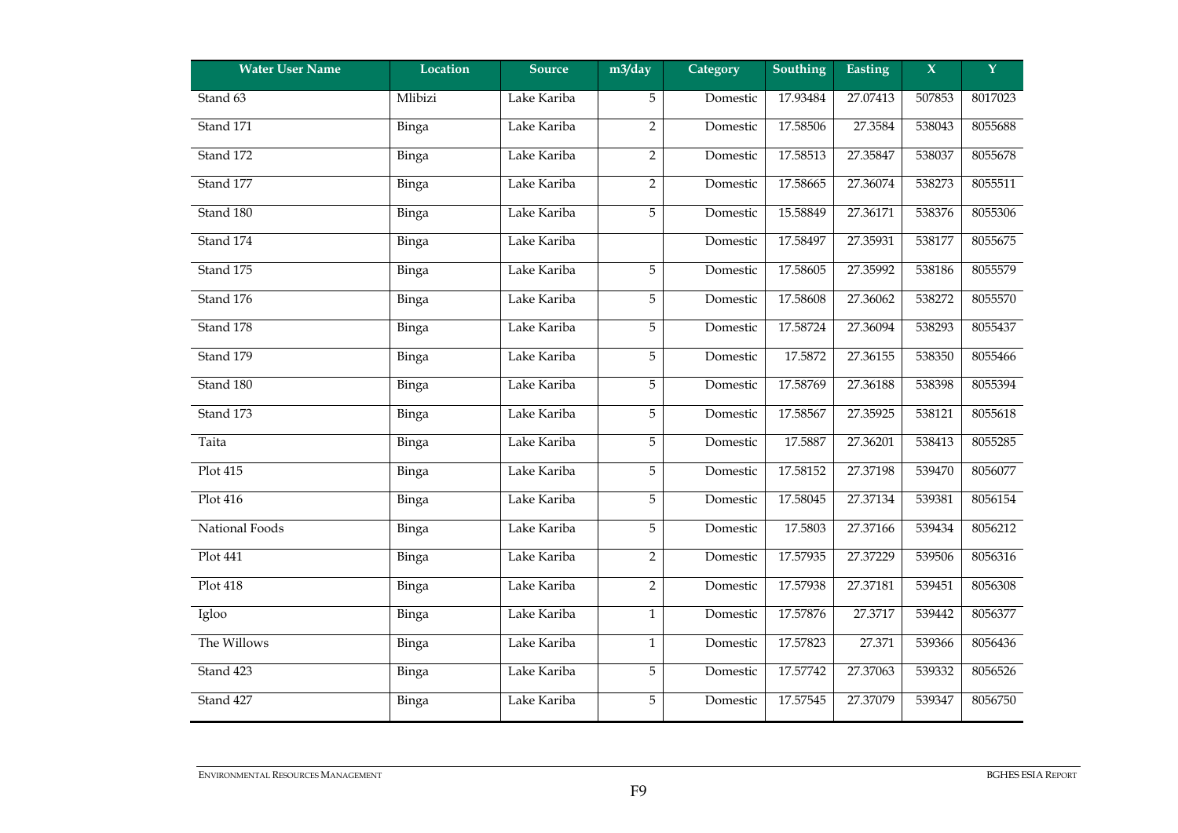| Water User Name | Location | Source | m3/day | Category | Southing | Easting | X | Y |
|---|---|---|---|---|---|---|---|---|
| Stand 63 | Mlibizi | Lake Kariba | 5 | Domestic | 17.93484 | 27.07413 | 507853 | 8017023 |
| Stand 171 | Binga | Lake Kariba | 2 | Domestic | 17.58506 | 27.3584 | 538043 | 8055688 |
| Stand 172 | Binga | Lake Kariba | 2 | Domestic | 17.58513 | 27.35847 | 538037 | 8055678 |
| Stand 177 | Binga | Lake Kariba | 2 | Domestic | 17.58665 | 27.36074 | 538273 | 8055511 |
| Stand 180 | Binga | Lake Kariba | 5 | Domestic | 15.58849 | 27.36171 | 538376 | 8055306 |
| Stand 174 | Binga | Lake Kariba | | Domestic | 17.58497 | 27.35931 | 538177 | 8055675 |
| Stand 175 | Binga | Lake Kariba | 5 | Domestic | 17.58605 | 27.35992 | 538186 | 8055579 |
| Stand 176 | Binga | Lake Kariba | 5 | Domestic | 17.58608 | 27.36062 | 538272 | 8055570 |
| Stand 178 | Binga | Lake Kariba | 5 | Domestic | 17.58724 | 27.36094 | 538293 | 8055437 |
| Stand 179 | Binga | Lake Kariba | 5 | Domestic | 17.5872 | 27.36155 | 538350 | 8055466 |
| Stand 180 | Binga | Lake Kariba | 5 | Domestic | 17.58769 | 27.36188 | 538398 | 8055394 |
| Stand 173 | Binga | Lake Kariba | 5 | Domestic | 17.58567 | 27.35925 | 538121 | 8055618 |
| Taita | Binga | Lake Kariba | 5 | Domestic | 17.5887 | 27.36201 | 538413 | 8055285 |
| Plot 415 | Binga | Lake Kariba | 5 | Domestic | 17.58152 | 27.37198 | 539470 | 8056077 |
| Plot 416 | Binga | Lake Kariba | 5 | Domestic | 17.58045 | 27.37134 | 539381 | 8056154 |
| National Foods | Binga | Lake Kariba | 5 | Domestic | 17.5803 | 27.37166 | 539434 | 8056212 |
| Plot 441 | Binga | Lake Kariba | 2 | Domestic | 17.57935 | 27.37229 | 539506 | 8056316 |
| Plot 418 | Binga | Lake Kariba | 2 | Domestic | 17.57938 | 27.37181 | 539451 | 8056308 |
| Igloo | Binga | Lake Kariba | 1 | Domestic | 17.57876 | 27.3717 | 539442 | 8056377 |
| The Willows | Binga | Lake Kariba | 1 | Domestic | 17.57823 | 27.371 | 539366 | 8056436 |
| Stand 423 | Binga | Lake Kariba | 5 | Domestic | 17.57742 | 27.37063 | 539332 | 8056526 |
| Stand 427 | Binga | Lake Kariba | 5 | Domestic | 17.57545 | 27.37079 | 539347 | 8056750 |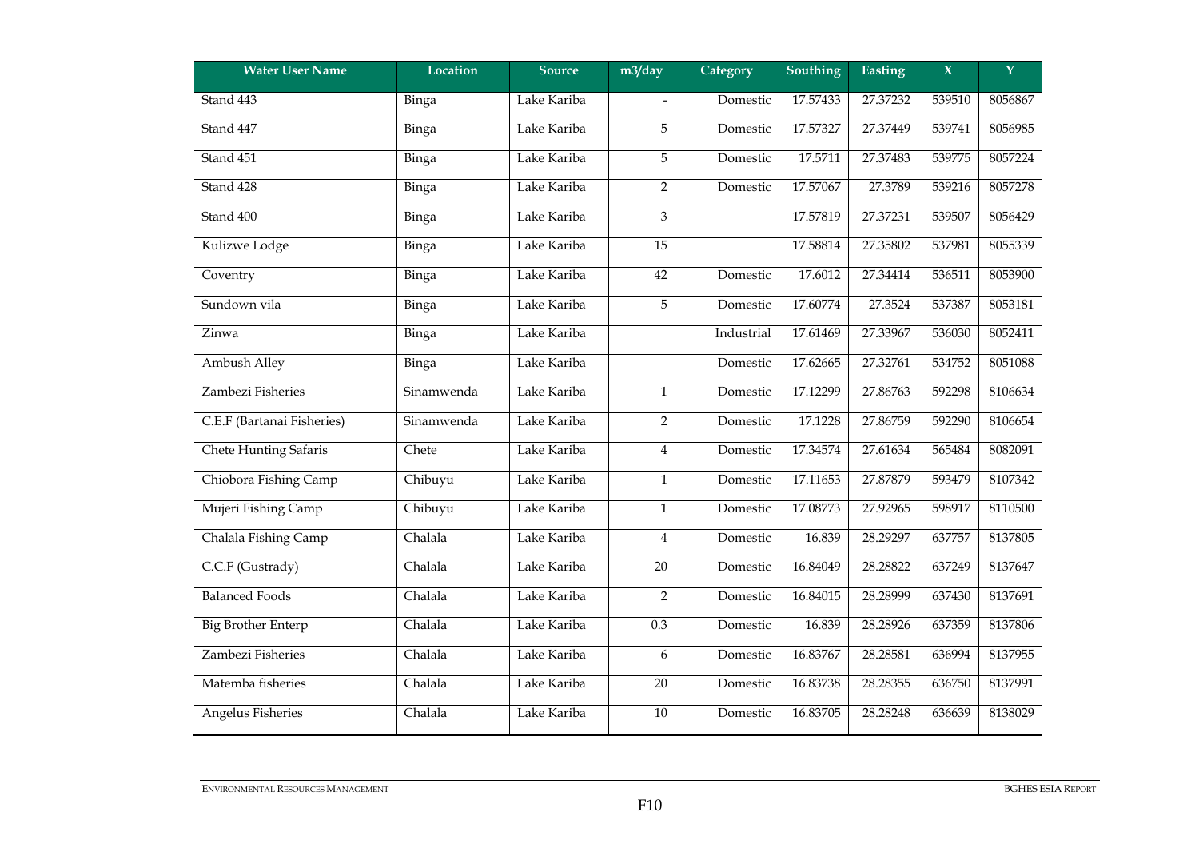| Water User Name | Location | Source | m3/day | Category | Southing | Easting | X | Y |
|---|---|---|---|---|---|---|---|---|
| Stand 443 | Binga | Lake Kariba | - | Domestic | 17.57433 | 27.37232 | 539510 | 8056867 |
| Stand 447 | Binga | Lake Kariba | 5 | Domestic | 17.57327 | 27.37449 | 539741 | 8056985 |
| Stand 451 | Binga | Lake Kariba | 5 | Domestic | 17.5711 | 27.37483 | 539775 | 8057224 |
| Stand 428 | Binga | Lake Kariba | 2 | Domestic | 17.57067 | 27.3789 | 539216 | 8057278 |
| Stand 400 | Binga | Lake Kariba | 3 | | 17.57819 | 27.37231 | 539507 | 8056429 |
| Kulizwe Lodge | Binga | Lake Kariba | 15 | | 17.58814 | 27.35802 | 537981 | 8055339 |
| Coventry | Binga | Lake Kariba | 42 | Domestic | 17.6012 | 27.34414 | 536511 | 8053900 |
| Sundown vila | Binga | Lake Kariba | 5 | Domestic | 17.60774 | 27.3524 | 537387 | 8053181 |
| Zinwa | Binga | Lake Kariba | | Industrial | 17.61469 | 27.33967 | 536030 | 8052411 |
| Ambush Alley | Binga | Lake Kariba | | Domestic | 17.62665 | 27.32761 | 534752 | 8051088 |
| Zambezi Fisheries | Sinamwenda | Lake Kariba | 1 | Domestic | 17.12299 | 27.86763 | 592298 | 8106634 |
| C.E.F (Bartanai Fisheries) | Sinamwenda | Lake Kariba | 2 | Domestic | 17.1228 | 27.86759 | 592290 | 8106654 |
| Chete Hunting Safaris | Chete | Lake Kariba | 4 | Domestic | 17.34574 | 27.61634 | 565484 | 8082091 |
| Chiobora Fishing Camp | Chibuyu | Lake Kariba | 1 | Domestic | 17.11653 | 27.87879 | 593479 | 8107342 |
| Mujeri Fishing Camp | Chibuyu | Lake Kariba | 1 | Domestic | 17.08773 | 27.92965 | 598917 | 8110500 |
| Chalala Fishing Camp | Chalala | Lake Kariba | 4 | Domestic | 16.839 | 28.29297 | 637757 | 8137805 |
| C.C.F (Gustrady) | Chalala | Lake Kariba | 20 | Domestic | 16.84049 | 28.28822 | 637249 | 8137647 |
| Balanced Foods | Chalala | Lake Kariba | 2 | Domestic | 16.84015 | 28.28999 | 637430 | 8137691 |
| Big Brother Enterp | Chalala | Lake Kariba | 0.3 | Domestic | 16.839 | 28.28926 | 637359 | 8137806 |
| Zambezi Fisheries | Chalala | Lake Kariba | 6 | Domestic | 16.83767 | 28.28581 | 636994 | 8137955 |
| Matemba fisheries | Chalala | Lake Kariba | 20 | Domestic | 16.83738 | 28.28355 | 636750 | 8137991 |
| Angelus Fisheries | Chalala | Lake Kariba | 10 | Domestic | 16.83705 | 28.28248 | 636639 | 8138029 |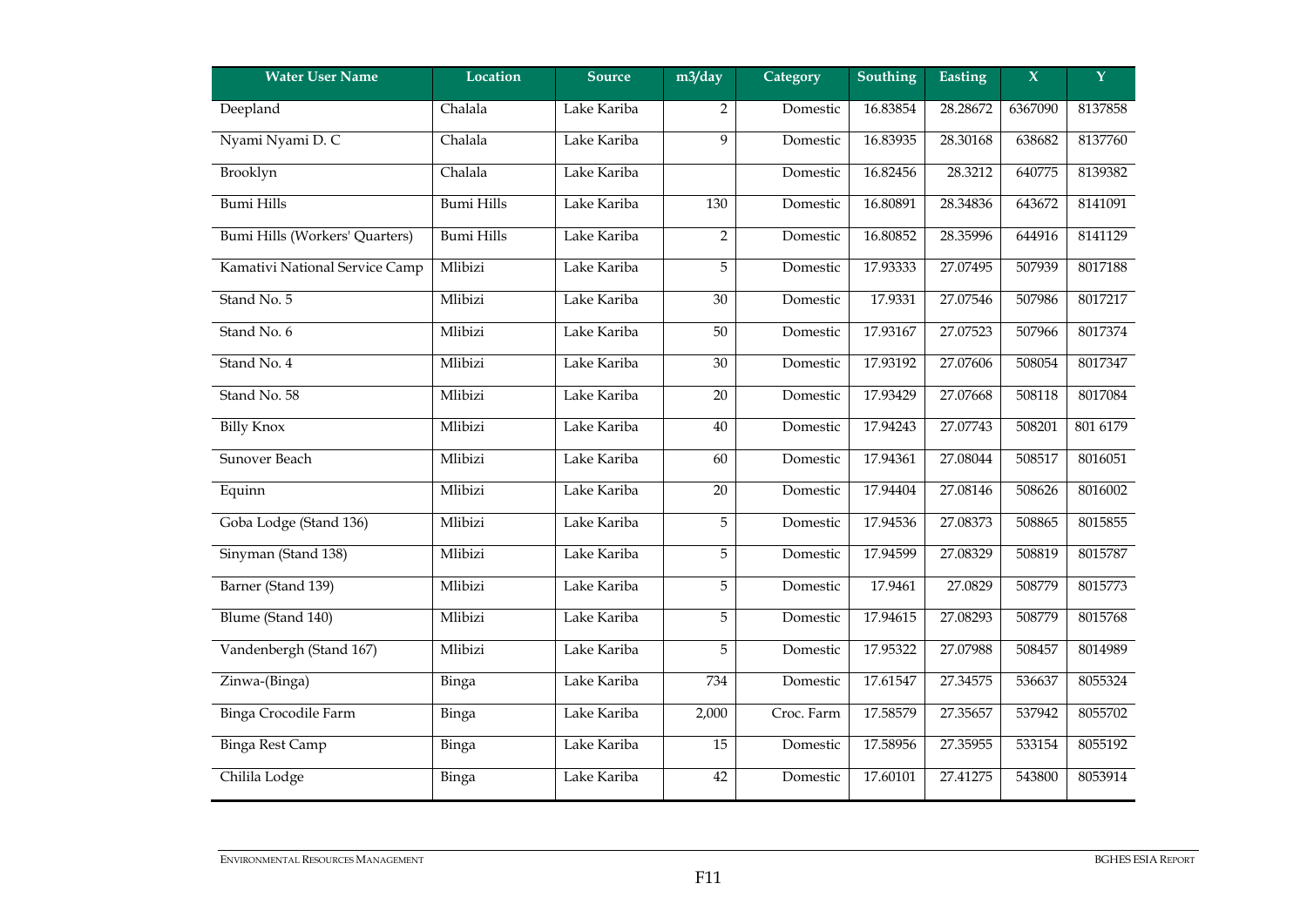| Water User Name | Location | Source | m3/day | Category | Southing | Easting | X | Y |
|---|---|---|---|---|---|---|---|---|
| Deepland | Chalala | Lake Kariba | 2 | Domestic | 16.83854 | 28.28672 | 6367090 | 8137858 |
| Nyami Nyami D. C | Chalala | Lake Kariba | 9 | Domestic | 16.83935 | 28.30168 | 638682 | 8137760 |
| Brooklyn | Chalala | Lake Kariba | | Domestic | 16.82456 | 28.3212 | 640775 | 8139382 |
| Bumi Hills | Bumi Hills | Lake Kariba | 130 | Domestic | 16.80891 | 28.34836 | 643672 | 8141091 |
| Bumi Hills (Workers' Quarters) | Bumi Hills | Lake Kariba | 2 | Domestic | 16.80852 | 28.35996 | 644916 | 8141129 |
| Kamativi National Service Camp | Mlibizi | Lake Kariba | 5 | Domestic | 17.93333 | 27.07495 | 507939 | 8017188 |
| Stand No. 5 | Mlibizi | Lake Kariba | 30 | Domestic | 17.9331 | 27.07546 | 507986 | 8017217 |
| Stand No. 6 | Mlibizi | Lake Kariba | 50 | Domestic | 17.93167 | 27.07523 | 507966 | 8017374 |
| Stand No. 4 | Mlibizi | Lake Kariba | 30 | Domestic | 17.93192 | 27.07606 | 508054 | 8017347 |
| Stand No. 58 | Mlibizi | Lake Kariba | 20 | Domestic | 17.93429 | 27.07668 | 508118 | 8017084 |
| Billy Knox | Mlibizi | Lake Kariba | 40 | Domestic | 17.94243 | 27.07743 | 508201 | 801 6179 |
| Sunover Beach | Mlibizi | Lake Kariba | 60 | Domestic | 17.94361 | 27.08044 | 508517 | 8016051 |
| Equinn | Mlibizi | Lake Kariba | 20 | Domestic | 17.94404 | 27.08146 | 508626 | 8016002 |
| Goba Lodge (Stand 136) | Mlibizi | Lake Kariba | 5 | Domestic | 17.94536 | 27.08373 | 508865 | 8015855 |
| Sinyman (Stand 138) | Mlibizi | Lake Kariba | 5 | Domestic | 17.94599 | 27.08329 | 508819 | 8015787 |
| Barner (Stand 139) | Mlibizi | Lake Kariba | 5 | Domestic | 17.9461 | 27.0829 | 508779 | 8015773 |
| Blume (Stand 140) | Mlibizi | Lake Kariba | 5 | Domestic | 17.94615 | 27.08293 | 508779 | 8015768 |
| Vandenbergh (Stand 167) | Mlibizi | Lake Kariba | 5 | Domestic | 17.95322 | 27.07988 | 508457 | 8014989 |
| Zinwa-(Binga) | Binga | Lake Kariba | 734 | Domestic | 17.61547 | 27.34575 | 536637 | 8055324 |
| Binga Crocodile Farm | Binga | Lake Kariba | 2,000 | Croc. Farm | 17.58579 | 27.35657 | 537942 | 8055702 |
| Binga Rest Camp | Binga | Lake Kariba | 15 | Domestic | 17.58956 | 27.35955 | 533154 | 8055192 |
| Chilila Lodge | Binga | Lake Kariba | 42 | Domestic | 17.60101 | 27.41275 | 543800 | 8053914 |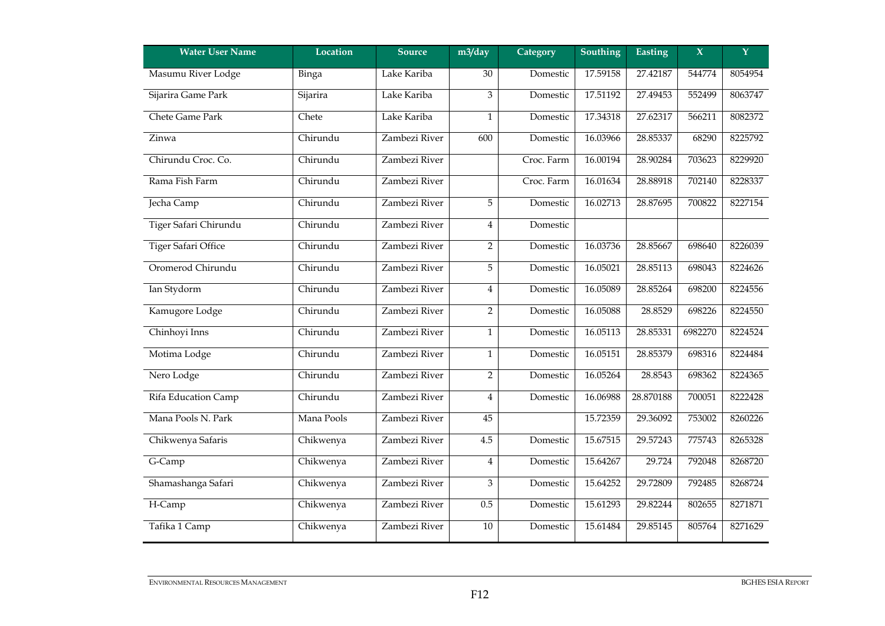| Water User Name | Location | Source | m3/day | Category | Southing | Easting | X | Y |
|---|---|---|---|---|---|---|---|---|
| Masumu River Lodge | Binga | Lake Kariba | 30 | Domestic | 17.59158 | 27.42187 | 544774 | 8054954 |
| Sijarira Game Park | Sijarira | Lake Kariba | 3 | Domestic | 17.51192 | 27.49453 | 552499 | 8063747 |
| Chete Game Park | Chete | Lake Kariba | 1 | Domestic | 17.34318 | 27.62317 | 566211 | 8082372 |
| Zinwa | Chirundu | Zambezi River | 600 | Domestic | 16.03966 | 28.85337 | 68290 | 8225792 |
| Chirundu Croc. Co. | Chirundu | Zambezi River | | Croc. Farm | 16.00194 | 28.90284 | 703623 | 8229920 |
| Rama Fish Farm | Chirundu | Zambezi River | | Croc. Farm | 16.01634 | 28.88918 | 702140 | 8228337 |
| Jecha Camp | Chirundu | Zambezi River | 5 | Domestic | 16.02713 | 28.87695 | 700822 | 8227154 |
| Tiger Safari Chirundu | Chirundu | Zambezi River | 4 | Domestic | | | | |
| Tiger Safari Office | Chirundu | Zambezi River | 2 | Domestic | 16.03736 | 28.85667 | 698640 | 8226039 |
| Oromerod Chirundu | Chirundu | Zambezi River | 5 | Domestic | 16.05021 | 28.85113 | 698043 | 8224626 |
| Ian Stydorm | Chirundu | Zambezi River | 4 | Domestic | 16.05089 | 28.85264 | 698200 | 8224556 |
| Kamugore Lodge | Chirundu | Zambezi River | 2 | Domestic | 16.05088 | 28.8529 | 698226 | 8224550 |
| Chinhoyi Inns | Chirundu | Zambezi River | 1 | Domestic | 16.05113 | 28.85331 | 6982270 | 8224524 |
| Motima Lodge | Chirundu | Zambezi River | 1 | Domestic | 16.05151 | 28.85379 | 698316 | 8224484 |
| Nero Lodge | Chirundu | Zambezi River | 2 | Domestic | 16.05264 | 28.8543 | 698362 | 8224365 |
| Rifa Education Camp | Chirundu | Zambezi River | 4 | Domestic | 16.06988 | 28.870188 | 700051 | 8222428 |
| Mana Pools N. Park | Mana Pools | Zambezi River | 45 | | 15.72359 | 29.36092 | 753002 | 8260226 |
| Chikwenya Safaris | Chikwenya | Zambezi River | 4.5 | Domestic | 15.67515 | 29.57243 | 775743 | 8265328 |
| G-Camp | Chikwenya | Zambezi River | 4 | Domestic | 15.64267 | 29.724 | 792048 | 8268720 |
| Shamashanga Safari | Chikwenya | Zambezi River | 3 | Domestic | 15.64252 | 29.72809 | 792485 | 8268724 |
| H-Camp | Chikwenya | Zambezi River | 0.5 | Domestic | 15.61293 | 29.82244 | 802655 | 8271871 |
| Tafika 1 Camp | Chikwenya | Zambezi River | 10 | Domestic | 15.61484 | 29.85145 | 805764 | 8271629 |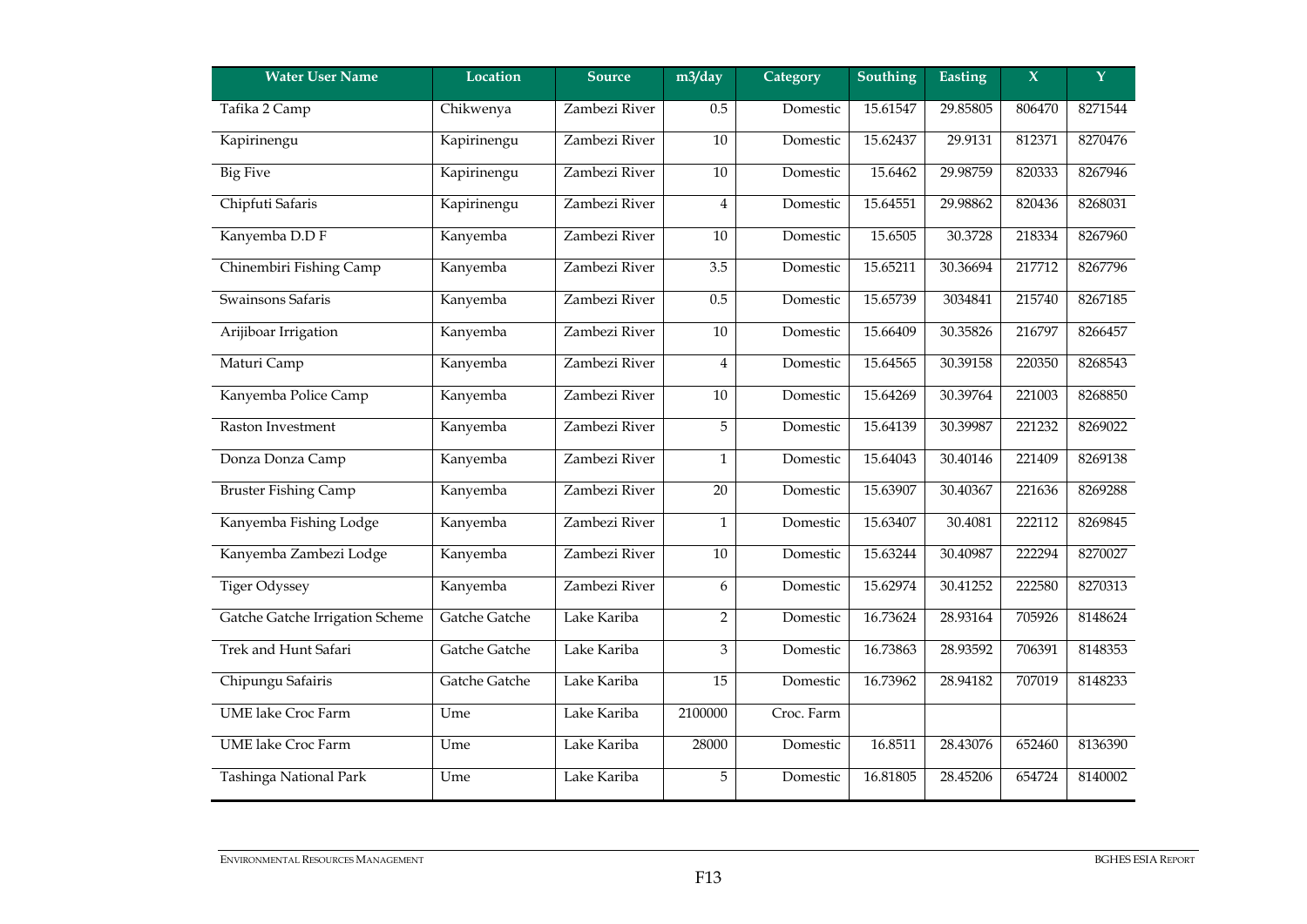| Water User Name | Location | Source | m3/day | Category | Southing | Easting | X | Y |
|---|---|---|---|---|---|---|---|---|
| Tafika 2 Camp | Chikwenya | Zambezi River | 0.5 | Domestic | 15.61547 | 29.85805 | 806470 | 8271544 |
| Kapirinengu | Kapirinengu | Zambezi River | 10 | Domestic | 15.62437 | 29.9131 | 812371 | 8270476 |
| Big Five | Kapirinengu | Zambezi River | 10 | Domestic | 15.6462 | 29.98759 | 820333 | 8267946 |
| Chipfuti Safaris | Kapirinengu | Zambezi River | 4 | Domestic | 15.64551 | 29.98862 | 820436 | 8268031 |
| Kanyemba D.D F | Kanyemba | Zambezi River | 10 | Domestic | 15.6505 | 30.3728 | 218334 | 8267960 |
| Chinembiri Fishing Camp | Kanyemba | Zambezi River | 3.5 | Domestic | 15.65211 | 30.36694 | 217712 | 8267796 |
| Swainsons Safaris | Kanyemba | Zambezi River | 0.5 | Domestic | 15.65739 | 3034841 | 215740 | 8267185 |
| Arijiboar Irrigation | Kanyemba | Zambezi River | 10 | Domestic | 15.66409 | 30.35826 | 216797 | 8266457 |
| Maturi Camp | Kanyemba | Zambezi River | 4 | Domestic | 15.64565 | 30.39158 | 220350 | 8268543 |
| Kanyemba Police Camp | Kanyemba | Zambezi River | 10 | Domestic | 15.64269 | 30.39764 | 221003 | 8268850 |
| Raston Investment | Kanyemba | Zambezi River | 5 | Domestic | 15.64139 | 30.39987 | 221232 | 8269022 |
| Donza Donza Camp | Kanyemba | Zambezi River | 1 | Domestic | 15.64043 | 30.40146 | 221409 | 8269138 |
| Bruster Fishing Camp | Kanyemba | Zambezi River | 20 | Domestic | 15.63907 | 30.40367 | 221636 | 8269288 |
| Kanyemba Fishing Lodge | Kanyemba | Zambezi River | 1 | Domestic | 15.63407 | 30.4081 | 222112 | 8269845 |
| Kanyemba Zambezi Lodge | Kanyemba | Zambezi River | 10 | Domestic | 15.63244 | 30.40987 | 222294 | 8270027 |
| Tiger Odyssey | Kanyemba | Zambezi River | 6 | Domestic | 15.62974 | 30.41252 | 222580 | 8270313 |
| Gatche Gatche Irrigation Scheme | Gatche Gatche | Lake Kariba | 2 | Domestic | 16.73624 | 28.93164 | 705926 | 8148624 |
| Trek and Hunt Safari | Gatche Gatche | Lake Kariba | 3 | Domestic | 16.73863 | 28.93592 | 706391 | 8148353 |
| Chipungu Safairis | Gatche Gatche | Lake Kariba | 15 | Domestic | 16.73962 | 28.94182 | 707019 | 8148233 |
| UME lake Croc Farm | Ume | Lake Kariba | 2100000 | Croc. Farm | | | | |
| UME lake Croc Farm | Ume | Lake Kariba | 28000 | Domestic | 16.8511 | 28.43076 | 652460 | 8136390 |
| Tashinga National Park | Ume | Lake Kariba | 5 | Domestic | 16.81805 | 28.45206 | 654724 | 8140002 |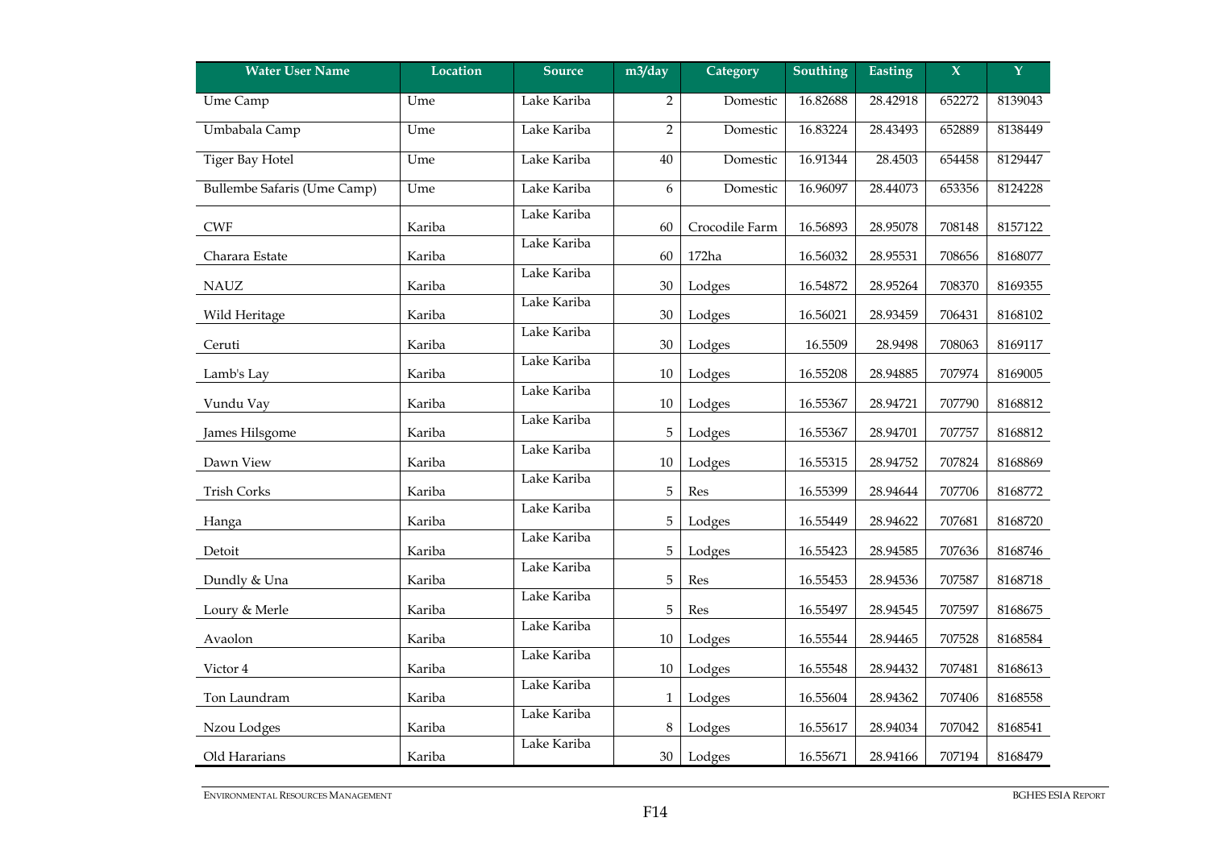| Water User Name | Location | Source | m3/day | Category | Southing | Easting | X | Y |
|---|---|---|---|---|---|---|---|---|
| Ume Camp | Ume | Lake Kariba | 2 | Domestic | 16.82688 | 28.42918 | 652272 | 8139043 |
| Umbabala Camp | Ume | Lake Kariba | 2 | Domestic | 16.83224 | 28.43493 | 652889 | 8138449 |
| Tiger Bay Hotel | Ume | Lake Kariba | 40 | Domestic | 16.91344 | 28.4503 | 654458 | 8129447 |
| Bullembe Safaris (Ume Camp) | Ume | Lake Kariba | 6 | Domestic | 16.96097 | 28.44073 | 653356 | 8124228 |
| CWF | Kariba | Lake Kariba | 60 | Crocodile Farm | 16.56893 | 28.95078 | 708148 | 8157122 |
| Charara Estate | Kariba | Lake Kariba | 60 | 172ha | 16.56032 | 28.95531 | 708656 | 8168077 |
| NAUZ | Kariba | Lake Kariba | 30 | Lodges | 16.54872 | 28.95264 | 708370 | 8169355 |
| Wild Heritage | Kariba | Lake Kariba | 30 | Lodges | 16.56021 | 28.93459 | 706431 | 8168102 |
| Ceruti | Kariba | Lake Kariba | 30 | Lodges | 16.5509 | 28.9498 | 708063 | 8169117 |
| Lamb's Lay | Kariba | Lake Kariba | 10 | Lodges | 16.55208 | 28.94885 | 707974 | 8169005 |
| Vundu Vay | Kariba | Lake Kariba | 10 | Lodges | 16.55367 | 28.94721 | 707790 | 8168812 |
| James Hilsgome | Kariba | Lake Kariba | 5 | Lodges | 16.55367 | 28.94701 | 707757 | 8168812 |
| Dawn View | Kariba | Lake Kariba | 10 | Lodges | 16.55315 | 28.94752 | 707824 | 8168869 |
| Trish Corks | Kariba | Lake Kariba | 5 | Res | 16.55399 | 28.94644 | 707706 | 8168772 |
| Hanga | Kariba | Lake Kariba | 5 | Lodges | 16.55449 | 28.94622 | 707681 | 8168720 |
| Detoit | Kariba | Lake Kariba | 5 | Lodges | 16.55423 | 28.94585 | 707636 | 8168746 |
| Dundly & Una | Kariba | Lake Kariba | 5 | Res | 16.55453 | 28.94536 | 707587 | 8168718 |
| Loury & Merle | Kariba | Lake Kariba | 5 | Res | 16.55497 | 28.94545 | 707597 | 8168675 |
| Avaolon | Kariba | Lake Kariba | 10 | Lodges | 16.55544 | 28.94465 | 707528 | 8168584 |
| Victor 4 | Kariba | Lake Kariba | 10 | Lodges | 16.55548 | 28.94432 | 707481 | 8168613 |
| Ton Laundram | Kariba | Lake Kariba | 1 | Lodges | 16.55604 | 28.94362 | 707406 | 8168558 |
| Nzou Lodges | Kariba | Lake Kariba | 8 | Lodges | 16.55617 | 28.94034 | 707042 | 8168541 |
| Old Hararians | Kariba | Lake Kariba | 30 | Lodges | 16.55671 | 28.94166 | 707194 | 8168479 |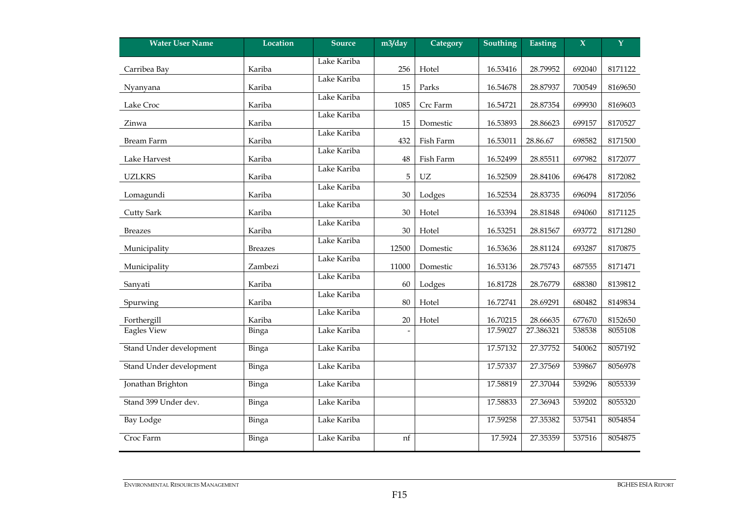| Water User Name | Location | Source | m3/day | Category | Southing | Easting | X | Y |
|---|---|---|---|---|---|---|---|---|
| Carribea Bay | Kariba | Lake Kariba | 256 | Hotel | 16.53416 | 28.79952 | 692040 | 8171122 |
| Nyanyana | Kariba | Lake Kariba | 15 | Parks | 16.54678 | 28.87937 | 700549 | 8169650 |
| Lake Croc | Kariba | Lake Kariba | 1085 | Crc Farm | 16.54721 | 28.87354 | 699930 | 8169603 |
| Zinwa | Kariba | Lake Kariba | 15 | Domestic | 16.53893 | 28.86623 | 699157 | 8170527 |
| Bream Farm | Kariba | Lake Kariba | 432 | Fish Farm | 16.53011 | 28.86.67 | 698582 | 8171500 |
| Lake Harvest | Kariba | Lake Kariba | 48 | Fish Farm | 16.52499 | 28.85511 | 697982 | 8172077 |
| UZLKRS | Kariba | Lake Kariba | 5 | UZ | 16.52509 | 28.84106 | 696478 | 8172082 |
| Lomagundi | Kariba | Lake Kariba | 30 | Lodges | 16.52534 | 28.83735 | 696094 | 8172056 |
| Cutty Sark | Kariba | Lake Kariba | 30 | Hotel | 16.53394 | 28.81848 | 694060 | 8171125 |
| Breazes | Kariba | Lake Kariba | 30 | Hotel | 16.53251 | 28.81567 | 693772 | 8171280 |
| Municipality | Breazes | Lake Kariba | 12500 | Domestic | 16.53636 | 28.81124 | 693287 | 8170875 |
| Municipality | Zambezi | Lake Kariba | 11000 | Domestic | 16.53136 | 28.75743 | 687555 | 8171471 |
| Sanyati | Kariba | Lake Kariba | 60 | Lodges | 16.81728 | 28.76779 | 688380 | 8139812 |
| Spurwing | Kariba | Lake Kariba | 80 | Hotel | 16.72741 | 28.69291 | 680482 | 8149834 |
| Forthergill | Kariba | Lake Kariba | 20 | Hotel | 16.70215 | 28.66635 | 677670 | 8152650 |
| Eagles View | Binga | Lake Kariba | - | | 17.59027 | 27.386321 | 538538 | 8055108 |
| Stand Under development | Binga | Lake Kariba | | | 17.57132 | 27.37752 | 540062 | 8057192 |
| Stand Under development | Binga | Lake Kariba | | | 17.57337 | 27.37569 | 539867 | 8056978 |
| Jonathan Brighton | Binga | Lake Kariba | | | 17.58819 | 27.37044 | 539296 | 8055339 |
| Stand 399 Under dev. | Binga | Lake Kariba | | | 17.58833 | 27.36943 | 539202 | 8055320 |
| Bay Lodge | Binga | Lake Kariba | | | 17.59258 | 27.35382 | 537541 | 8054854 |
| Croc Farm | Binga | Lake Kariba | nf | | 17.5924 | 27.35359 | 537516 | 8054875 |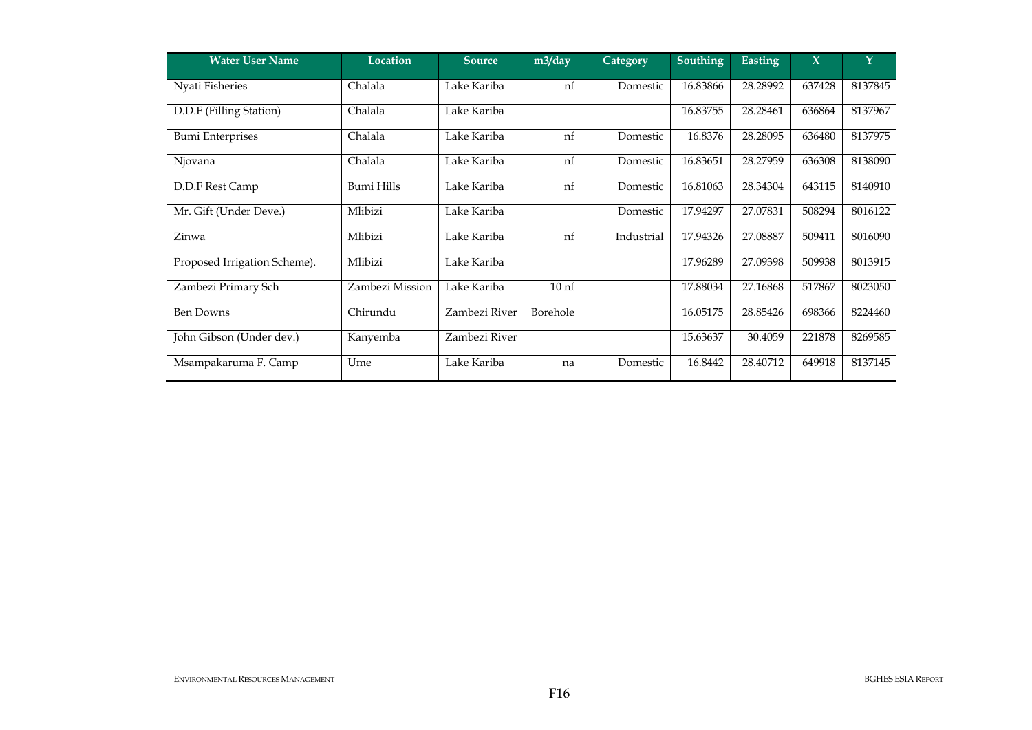| Water User Name | Location | Source | m3/day | Category | Southing | Easting | X | Y |
|---|---|---|---|---|---|---|---|---|
| Nyati Fisheries | Chalala | Lake Kariba | nf | Domestic | 16.83866 | 28.28992 | 637428 | 8137845 |
| D.D.F (Filling Station) | Chalala | Lake Kariba | | | 16.83755 | 28.28461 | 636864 | 8137967 |
| Bumi Enterprises | Chalala | Lake Kariba | nf | Domestic | 16.8376 | 28.28095 | 636480 | 8137975 |
| Njovana | Chalala | Lake Kariba | nf | Domestic | 16.83651 | 28.27959 | 636308 | 8138090 |
| D.D.F Rest Camp | Bumi Hills | Lake Kariba | nf | Domestic | 16.81063 | 28.34304 | 643115 | 8140910 |
| Mr. Gift (Under Deve.) | Mlibizi | Lake Kariba | | Domestic | 17.94297 | 27.07831 | 508294 | 8016122 |
| Zinwa | Mlibizi | Lake Kariba | nf | Industrial | 17.94326 | 27.08887 | 509411 | 8016090 |
| Proposed Irrigation Scheme). | Mlibizi | Lake Kariba | | | 17.96289 | 27.09398 | 509938 | 8013915 |
| Zambezi Primary Sch | Zambezi Mission | Lake Kariba | 10 nf | | 17.88034 | 27.16868 | 517867 | 8023050 |
| Ben Downs | Chirundu | Zambezi River | Borehole | | 16.05175 | 28.85426 | 698366 | 8224460 |
| John Gibson (Under dev.) | Kanyemba | Zambezi River | | | 15.63637 | 30.4059 | 221878 | 8269585 |
| Msampakaruma F. Camp | Ume | Lake Kariba | na | Domestic | 16.8442 | 28.40712 | 649918 | 8137145 |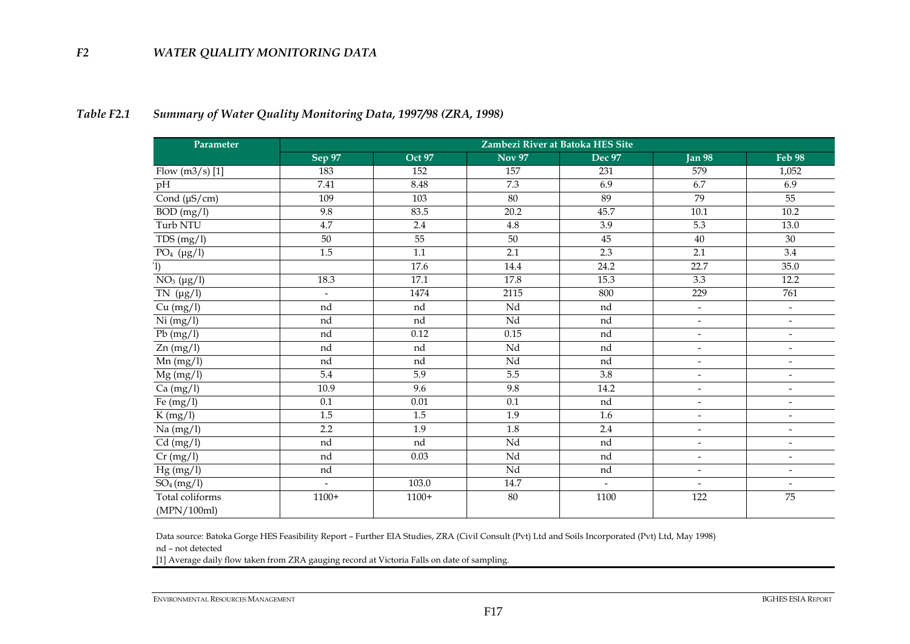## F2 WATER QUALITY MONITORING DATA

*Table F2.1 Summary of Water Quality Monitoring Data, 1997/98 (ZRA, 1998)*

| Parameter | Zambezi River at Batoka HES Site | | | | | |
|---|---|---|---|---|---|---|
| | Sep 97 | Oct 97 | Nov 97 | Dec 97 | Jan 98 | Feb 98 |
| Flow (m3/s) [1] | 183 | 152 | 157 | 231 | 579 | 1,052 |
| pH | 7.41 | 8.48 | 7.3 | 6.9 | 6.7 | 6.9 |
| Cond (µS/cm) | 109 | 103 | 80 | 89 | 79 | 55 |
| BOD (mg/l) | 9.8 | 83.5 | 20.2 | 45.7 | 10.1 | 10.2 |
| Turb NTU | 4.7 | 2.4 | 4.8 | 3.9 | 5.3 | 13.0 |
| TDS (mg/l) | 50 | 55 | 50 | 45 | 40 | 30 |
| $PO_4$ (µg/l) | 1.5 | 1.1 | 2.1 | 2.3 | 2.1 | 3.4 |
| 'l) | | 17.6 | 14.4 | 24.2 | 22.7 | 35.0 |
| $NO_3$ (µg/l) | 18.3 | 17.1 | 17.8 | 15.3 | 3.3 | 12.2 |
| TN (µg/l) | - | 1474 | 2115 | 800 | 229 | 761 |
| Cu (mg/l) | nd | nd | Nd | nd | - | - |
| Ni (mg/l) | nd | nd | Nd | nd | - | - |
| Pb (mg/l) | nd | 0.12 | 0.15 | nd | - | - |
| Zn (mg/l) | nd | nd | Nd | nd | - | - |
| Mn (mg/l) | nd | nd | Nd | nd | - | - |
| Mg (mg/l) | 5.4 | 5.9 | 5.5 | 3.8 | - | - |
| Ca (mg/l) | 10.9 | 9.6 | 9.8 | 14.2 | - | - |
| Fe (mg/l) | 0.1 | 0.01 | 0.1 | nd | - | - |
| K (mg/l) | 1.5 | 1.5 | 1.9 | 1.6 | - | - |
| Na (mg/l) | 2.2 | 1.9 | 1.8 | 2.4 | - | - |
| Cd (mg/l) | nd | nd | Nd | nd | - | - |
| Cr (mg/l) | nd | 0.03 | Nd | nd | - | - |
| Hg (mg/l) | nd | | Nd | nd | - | - |
| $SO_4$ (mg/l) | - | 103.0 | 14.7 | - | - | - |
| Total coliforms (MPN/100ml) | 1100+ | 1100+ | 80 | 1100 | 122 | 75 |

Data source: Batoka Gorge HES Feasibility Report – Further EIA Studies, ZRA (Civil Consult (Pvt) Ltd and Soils Incorporated (Pvt) Ltd, May 1998)

nd – not detected

[1] Average daily flow taken from ZRA gauging record at Victoria Falls on date of sampling.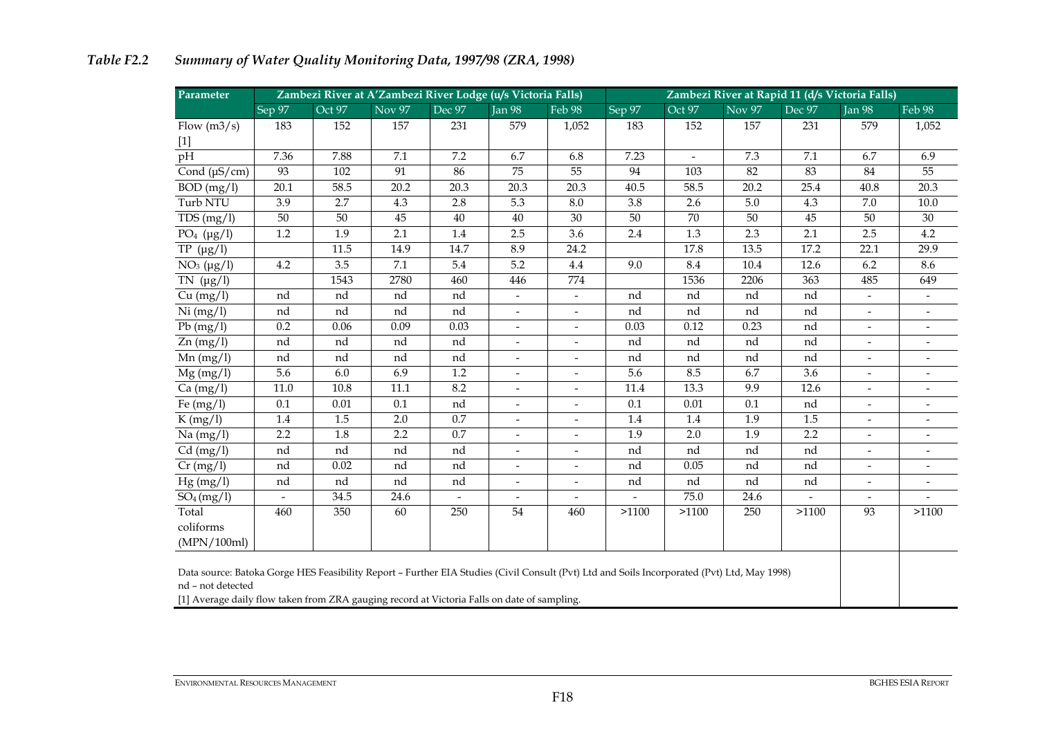## *Table F2.2 Summary of Water Quality Monitoring Data, 1997/98 (ZRA, 1998)*

| Parameter | Zambezi River at A'Zambezi River Lodge (u/s Victoria Falls) | | | | | | Zambezi River at Rapid 11 (d/s Victoria Falls) | | | | | |
|---|---|---|---|---|---|---|---|---|---|---|---|---|
| | Sep 97 | Oct 97 | Nov 97 | Dec 97 | Jan 98 | Feb 98 | Sep 97 | Oct 97 | Nov 97 | Dec 97 | Jan 98 | Feb 98 |
| Flow (m3/s) [1] | 183 | 152 | 157 | 231 | 579 | 1,052 | 183 | 152 | 157 | 231 | 579 | 1,052 |
| pH | 7.36 | 7.88 | 7.1 | 7.2 | 6.7 | 6.8 | 7.23 | - | 7.3 | 7.1 | 6.7 | 6.9 |
| Cond (μS/cm) | 93 | 102 | 91 | 86 | 75 | 55 | 94 | 103 | 82 | 83 | 84 | 55 |
| BOD (mg/l) | 20.1 | 58.5 | 20.2 | 20.3 | 20.3 | 20.3 | 40.5 | 58.5 | 20.2 | 25.4 | 40.8 | 20.3 |
| Turb NTU | 3.9 | 2.7 | 4.3 | 2.8 | 5.3 | 8.0 | 3.8 | 2.6 | 5.0 | 4.3 | 7.0 | 10.0 |
| TDS (mg/l) | 50 | 50 | 45 | 40 | 40 | 30 | 50 | 70 | 50 | 45 | 50 | 30 |
| $PO_4$ (μg/l) | 1.2 | 1.9 | 2.1 | 1.4 | 2.5 | 3.6 | 2.4 | 1.3 | 2.3 | 2.1 | 2.5 | 4.2 |
| TP (μg/l) | | 11.5 | 14.9 | 14.7 | 8.9 | 24.2 | | 17.8 | 13.5 | 17.2 | 22.1 | 29.9 |
| $NO_3$ (μg/l) | 4.2 | 3.5 | 7.1 | 5.4 | 5.2 | 4.4 | 9.0 | 8.4 | 10.4 | 12.6 | 6.2 | 8.6 |
| TN (μg/l) | | 1543 | 2780 | 460 | 446 | 774 | | 1536 | 2206 | 363 | 485 | 649 |
| Cu (mg/l) | nd | nd | nd | nd | - | - | nd | nd | nd | nd | - | - |
| Ni (mg/l) | nd | nd | nd | nd | - | - | nd | nd | nd | nd | - | - |
| Pb (mg/l) | 0.2 | 0.06 | 0.09 | 0.03 | - | - | 0.03 | 0.12 | 0.23 | nd | - | - |
| Zn (mg/l) | nd | nd | nd | nd | - | - | nd | nd | nd | nd | - | - |
| Mn (mg/l) | nd | nd | nd | nd | - | - | nd | nd | nd | nd | - | - |
| Mg (mg/l) | 5.6 | 6.0 | 6.9 | 1.2 | - | - | 5.6 | 8.5 | 6.7 | 3.6 | - | - |
| Ca (mg/l) | 11.0 | 10.8 | 11.1 | 8.2 | - | - | 11.4 | 13.3 | 9.9 | 12.6 | - | - |
| Fe (mg/l) | 0.1 | 0.01 | 0.1 | nd | - | - | 0.1 | 0.01 | 0.1 | nd | - | - |
| K (mg/l) | 1.4 | 1.5 | 2.0 | 0.7 | - | - | 1.4 | 1.4 | 1.9 | 1.5 | - | - |
| Na (mg/l) | 2.2 | 1.8 | 2.2 | 0.7 | - | - | 1.9 | 2.0 | 1.9 | 2.2 | - | - |
| Cd (mg/l) | nd | nd | nd | nd | - | - | nd | nd | nd | nd | - | - |
| Cr (mg/l) | nd | 0.02 | nd | nd | - | - | nd | 0.05 | nd | nd | - | - |
| Hg (mg/l) | nd | nd | nd | nd | - | - | nd | nd | nd | nd | - | - |
| $SO_4$ (mg/l) | - | 34.5 | 24.6 | - | - | - | - | 75.0 | 24.6 | - | - | - |
| Total coliforms (MPN/100ml) | 460 | 350 | 60 | 250 | 54 | 460 | >1100 | >1100 | 250 | >1100 | 93 | >1100 |

Data source: Batoka Gorge HES Feasibility Report – Further EIA Studies (Civil Consult (Pvt) Ltd and Soils Incorporated (Pvt) Ltd, May 1998)
nd – not detected
[1] Average daily flow taken from ZRA gauging record at Victoria Falls on date of sampling.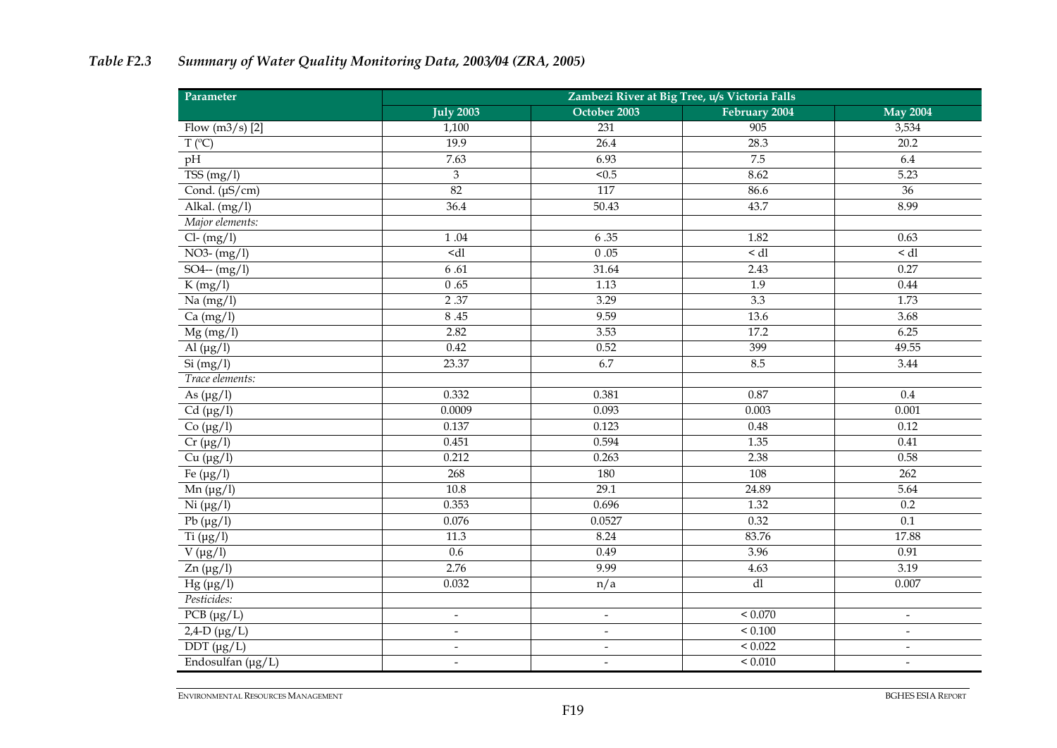*Table F2.3 Summary of Water Quality Monitoring Data, 2003/04 (ZRA, 2005)*

| Parameter | Zambezi River at Big Tree, u/s Victoria Falls | | | |
|---|---|---|---|---|
| | July 2003 | October 2003 | February 2004 | May 2004 |
| Flow (m3/s) [2] | 1,100 | 231 | 905 | 3,534 |
| T (ºC) | 19.9 | 26.4 | 28.3 | 20.2 |
| pH | 7.63 | 6.93 | 7.5 | 6.4 |
| TSS (mg/l) | 3 | <0.5 | 8.62 | 5.23 |
| Cond. (µS/cm) | 82 | 117 | 86.6 | 36 |
| Alkal. (mg/l) | 36.4 | 50.43 | 43.7 | 8.99 |
| *Major elements:* | | | | |
| Cl- (mg/l) | 1 .04 | 6 .35 | 1.82 | 0.63 |
| NO3- (mg/l) | <dl | 0 .05 | < dl | < dl |
| SO4-- (mg/l) | 6 .61 | 31.64 | 2.43 | 0.27 |
| K (mg/l) | 0 .65 | 1.13 | 1.9 | 0.44 |
| Na (mg/l) | 2 .37 | 3.29 | 3.3 | 1.73 |
| Ca (mg/l) | 8 .45 | 9.59 | 13.6 | 3.68 |
| Mg (mg/l) | 2.82 | 3.53 | 17.2 | 6.25 |
| Al (µg/l) | 0.42 | 0.52 | 399 | 49.55 |
| Si (mg/l) | 23.37 | 6.7 | 8.5 | 3.44 |
| *Trace elements:* | | | | |
| As (µg/l) | 0.332 | 0.381 | 0.87 | 0.4 |
| Cd (µg/l) | 0.0009 | 0.093 | 0.003 | 0.001 |
| Co (µg/l) | 0.137 | 0.123 | 0.48 | 0.12 |
| Cr (µg/l) | 0.451 | 0.594 | 1.35 | 0.41 |
| Cu (µg/l) | 0.212 | 0.263 | 2.38 | 0.58 |
| Fe (µg/l) | 268 | 180 | 108 | 262 |
| Mn (µg/l) | 10.8 | 29.1 | 24.89 | 5.64 |
| Ni (µg/l) | 0.353 | 0.696 | 1.32 | 0.2 |
| Pb (µg/l) | 0.076 | 0.0527 | 0.32 | 0.1 |
| Ti (µg/l) | 11.3 | 8.24 | 83.76 | 17.88 |
| V (µg/l) | 0.6 | 0.49 | 3.96 | 0.91 |
| Zn (µg/l) | 2.76 | 9.99 | 4.63 | 3.19 |
| Hg (µg/l) | 0.032 | n/a | dl | 0.007 |
| *Pesticides:* | | | | |
| PCB (µg/L) | - | - | < 0.070 | - |
| 2,4-D (µg/L) | - | - | < 0.100 | - |
| DDT (µg/L) | - | - | < 0.022 | - |
| Endosulfan (µg/L) | - | - | < 0.010 | - |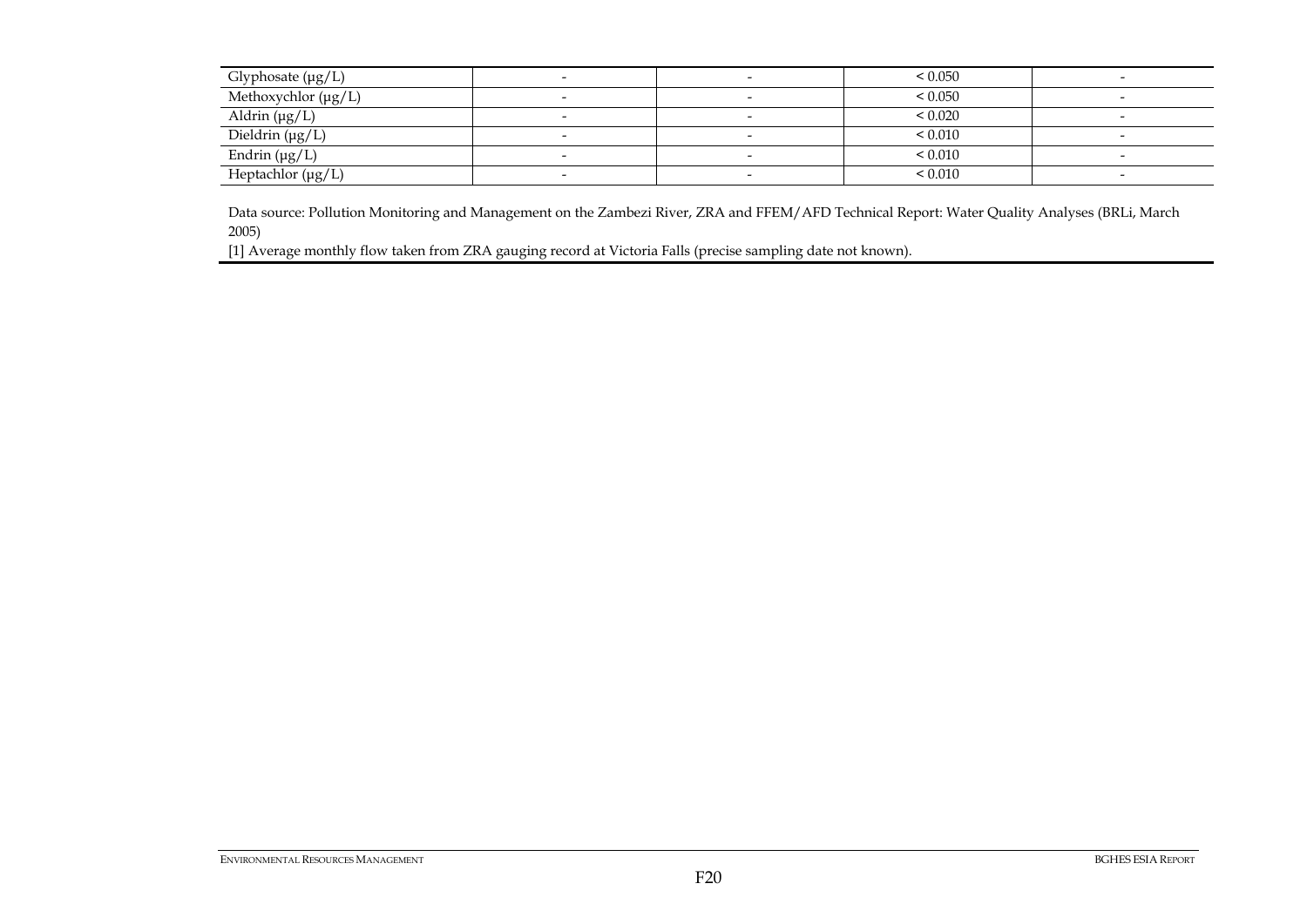| | | | | |
|---|---|---|---|---|
| Glyphosate (µg/L) | - | - | < 0.050 | - |
| Methoxychlor (µg/L) | - | - | < 0.050 | - |
| Aldrin (µg/L) | - | - | < 0.020 | - |
| Dieldrin (µg/L) | - | - | < 0.010 | - |
| Endrin (µg/L) | - | - | < 0.010 | - |
| Heptachlor (µg/L) | - | - | < 0.010 | - |

Data source: Pollution Monitoring and Management on the Zambezi River, ZRA and FFEM/AFD Technical Report: Water Quality Analyses (BRLi, March 2005)

[1] Average monthly flow taken from ZRA gauging record at Victoria Falls (precise sampling date not known).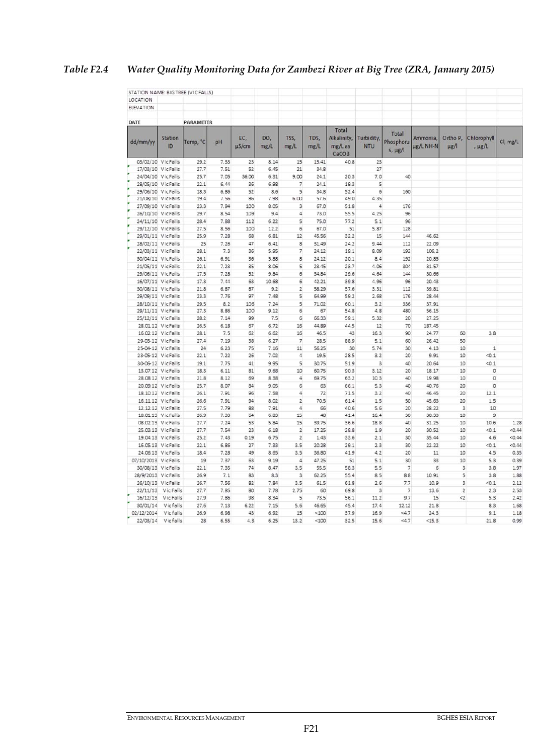*Table F2.4 Water Quality Monitoring Data for Zambezi River at Big Tree (ZRA, January 2015)*

STATION NAME: BIG TREE (VIC FALLS)
LOCATION
ELEVATION

| DATE | | PARAMETER | | | | | | | | | | | | | |
|---|---|---|---|---|---|---|---|---|---|---|---|---|---|---|---|
| dd/mm/yy | Station ID | Temp, °C | pH | EC, µS/cm | DO, mg/L | TSS, mg/L | TDS, mg/L | Total Alkalinity, mg/L as CaCO3 | Turbidity, NTU | Total Phosphorus, µg/l | Ammonia, µg/L NH-N | Ortho P, µg/l | Chlorophyll, µg/L | Cl, mg/L |
| 03/02/10 | VicFalls | 29.2 | 7.33 | 23 | 8.14 | 15 | 15.41 | 40.8 | 23 | | | | | |
| 17/03/10 | VicFalls | 27.7 | 7.51 | 52 | 6.45 | 21 | 34.8 | | 27 | | | | | |
| 24/04/10 | VicFalls | 25.7 | 7.05 | 36.00 | 6.31 | 9.00 | 24.1 | 20.3 | 7.0 | 40 | | | | |
| 28/05/10 | VicFalls | 22.1 | 6.44 | 36 | 6.98 | 7 | 24.1 | 19.3 | 5 | | | | | |
| 29/06/10 | VicFalls | 18.3 | 6.86 | 52 | 8.6 | 5 | 34.8 | 52.4 | 6 | 160 | | | | |
| 21/08/10 | VicFalls | 19.4 | 7.56 | 86 | 7.98 | 6.00 | 57.6 | 49.0 | 4.35 | | | | | |
| 27/09/10 | VicFalls | 23.3 | 7.94 | 100 | 8.05 | 3 | 67.0 | 51.8 | 4 | 176 | | | | |
| 26/10/10 | VicFalls | 29.7 | 8.54 | 109 | 9.4 | 4 | 73.0 | 55.5 | 4.25 | 96 | | | | |
| 24/11/10 | VicFalls | 28.4 | 7.88 | 112 | 6.22 | 5 | 75.0 | 77.2 | 5.1 | 96 | | | | |
| 29/12/10 | VicFalls | 27.5 | 8.56 | 100 | 12.2 | 6 | 67.0 | 51 | 5.87 | 128 | | | | |
| 29/01/11 | VicFalls | 25.9 | 7.28 | 68 | 6.81 | 12 | 45.56 | 32.2 | 15 | 144 | 46.62 | | | |
| 28/02/11 | VicFalls | 25 | 7.26 | 47 | 6.41 | 8 | 31.49 | 24.2 | 9.44 | 112 | 22.09 | | | |
| 22/03/11 | VicFalls | 28.1 | 7.3 | 36 | 5.95 | 7 | 24.12 | 19.1 | 8.09 | 192 | 106.2 | | | |
| 30/04/11 | VicFalls | 26.1 | 6.91 | 36 | 5.88 | 8 | 24.12 | 20.1 | 8.4 | 192 | 20.85 | | | |
| 21/05/11 | VicFalls | 22.1 | 7.23 | 35 | 8.06 | 5 | 23.45 | 23.7 | 4.06 | 304 | 31.57 | | | |
| 29/06/11 | VicFalls | 17.5 | 7.28 | 52 | 9.84 | 6 | 34.84 | 29.6 | 4.64 | 144 | 30.66 | | | |
| 16/07/11 | VicFalls | 17.3 | 7.44 | 63 | 10.68 | 6 | 42.21 | 39.8 | 4.96 | 96 | 20.43 | | | |
| 30/08/11 | VicFalls | 21.8 | 6.87 | 87 | 9.2 | 2 | 58.29 | 57.6 | 3.31 | 112 | 39.81 | | | |
| 29/09/11 | VicFalls | 23.3 | 7.76 | 97 | 7.48 | 5 | 64.99 | 59.2 | 2.68 | 176 | 28.44 | | | |
| 28/10/11 | VicFalls | 29.5 | 8.2 | 106 | 7.24 | 5 | 71.02 | 60.1 | 3.2 | 336 | 37.91 | | | |
| 29/11/11 | VicFalls | 27.3 | 8.86 | 100 | 9.12 | 6 | 67 | 54.8 | 4.8 | 480 | 56.15 | | | |
| 25/12/11 | VicFalls | 28.2 | 7.14 | 99 | 7.5 | 6 | 66.33 | 59.1 | 5.32 | 20 | 27.25 | | | |
| 28.01.12 | VicFalls | 26.5 | 6.18 | 67 | 6.72 | 16 | 44.89 | 44.5 | 12 | 70 | 187.45 | | | |
| 16.02.12 | VicFalls | 28.1 | 7.5 | 62 | 6.62 | 16 | 46.5 | 43 | 16.3 | 90 | 24.77 | 60 | 3.8 | |
| 29-03-12 | VicFalls | 27.4 | 7.19 | 38 | 6.27 | 7 | 28.5 | 88.9 | 5.1 | 60 | 26.42 | 50 | | |
| 25-04-12 | VicFalls | 24 | 6.23 | 75 | 7.16 | 11 | 56.25 | 30 | 5.74 | 30 | 4.13 | 10 | 1 | |
| 23-05-12 | VicFalls | 22.1 | 7.22 | 26 | 7.02 | 4 | 19.5 | 28.5 | 3.2 | 20 | 9.91 | 10 | <0.1 | |
| 30-06-12 | VicFalls | 19.1 | 7.75 | 41 | 9.95 | 5 | 30.75 | 51.9 | 3 | 40 | 20.64 | 10 | <0.1 | |
| 13.07.12 | VicFalls | 18.3 | 6.11 | 81 | 9.68 | 10 | 60.75 | 90.3 | 3.12 | 20 | 18.17 | 10 | 0 | |
| 28.08.12 | VicFalls | 21.8 | 8.12 | 69 | 8.38 | 4 | 69.75 | 63.2 | 10.3 | 40 | 19.98 | 10 | 0 | |
| 20.09.12 | VicFalls | 25.7 | 8.07 | 84 | 9.05 | 6 | 63 | 66.1 | 5.3 | 40 | 40.76 | 20 | 0 | |
| 18.10.12 | VicFalls | 26.1 | 7.91 | 96 | 7.58 | 4 | 72 | 71.5 | 3.2 | 40 | 46.45 | 20 | 12.1 | |
| 16.11.12 | VicFalls | 26.6 | 7.91 | 94 | 8.02 | 2 | 70.5 | 61.4 | 1.5 | 50 | 45.63 | 20 | 1.5 | |
| 12.12.12 | VicFalls | 27.5 | 7.79 | 88 | 7.91 | 4 | 66 | 40.6 | 5.6 | 20 | 28.22 | 3 | 10 | |
| 18.01.13 | VicFalls | 26.9 | 7.33 | 64 | 6.83 | 15 | 48 | 41.4 | 16.4 | 30 | 30.33 | 10 | 9 | |
| 08.02.13 | VicFalls | 27.7 | 7.24 | 53 | 5.84 | 15 | 39.75 | 36.6 | 18.8 | 40 | 31.25 | 10 | 10.6 | 1.28 |
| 25.03.13 | VicFalls | 27.7 | 7.54 | 23 | 6.18 | 2 | 17.25 | 28.8 | 1.9 | 20 | 30.52 | 10 | <0.1 | <0.44 |
| 19.04.13 | VicFalls | 25.2 | 7.43 | 0.19 | 6.75 | 2 | 1.43 | 33.6 | 2.1 | 30 | 35.44 | 10 | 4.6 | <0.44 |
| 16.05.13 | VicFalls | 22.1 | 6.86 | 27 | 7.33 | 3.5 | 20.28 | 29.1 | 2.3 | 30 | 22.22 | 10 | <0.1 | <0.44 |
| 24.06.13 | VicFalls | 18.4 | 7.28 | 49 | 8.65 | 3.5 | 36.80 | 41.9 | 4.2 | 20 | 11 | 10 | 4.5 | 0.35 |
| 07/10/2013 | VicFalls | 19 | 7.37 | 63 | 9.19 | 4 | 47.25 | 51 | 5.1 | 30 | 33 | 10 | 5.3 | 0.39 |
| 30/08/13 | VicFalls | 22.1 | 7.35 | 74 | 8.47 | 3.5 | 55.5 | 58.3 | 5.5 | 7 | 6 | 3 | 3.8 | 1.97 |
| 28/9/2013 | VicFalls | 26.9 | 7.1 | 83 | 8.3 | 3 | 62.25 | 55.4 | 8.5 | 8.8 | 10.91 | 5 | 3.8 | 1.88 |
| 26/10/13 | VicFalls | 26.7 | 7.56 | 82 | 7.84 | 3.5 | 61.5 | 61.8 | 2.6 | 7.7 | 10.9 | 3 | <0.1 | 2.12 |
| 22/11/13 | VicFalls | 27.7 | 7.85 | 80 | 7.78 | 2.75 | 60 | 69.8 | 3 | 7 | 13.6 | 2 | 2.3 | 2.53 |
| 16/12/13 | VicFalls | 27.9 | 7.86 | 98 | 8.34 | 5 | 73.5 | 56.1 | 11.2 | 9.7 | 15 | <2 | 5.3 | 2.42 |
| 30/01/14 | Vicfalls | 27.6 | 7.13 | 6.22 | 7.15 | 5.6 | 46.65 | 45.4 | 17.4 | 12.12 | 21.8 | | 8.3 | 1.68 |
| 02/12/2014 | Vicfalls | 26.9 | 6.98 | 43 | 6.92 | 15 | <100 | 37.9 | 16.9 | <4.7 | 24.3 | | 9.1 | 1.18 |
| 22/03/14 | Vicfalls | 28 | 6.55 | 4.3 | 6.25 | 13.2 | <100 | 32.5 | 15.6 | <4.7 | <15.3 | | 21.8 | 0.99 |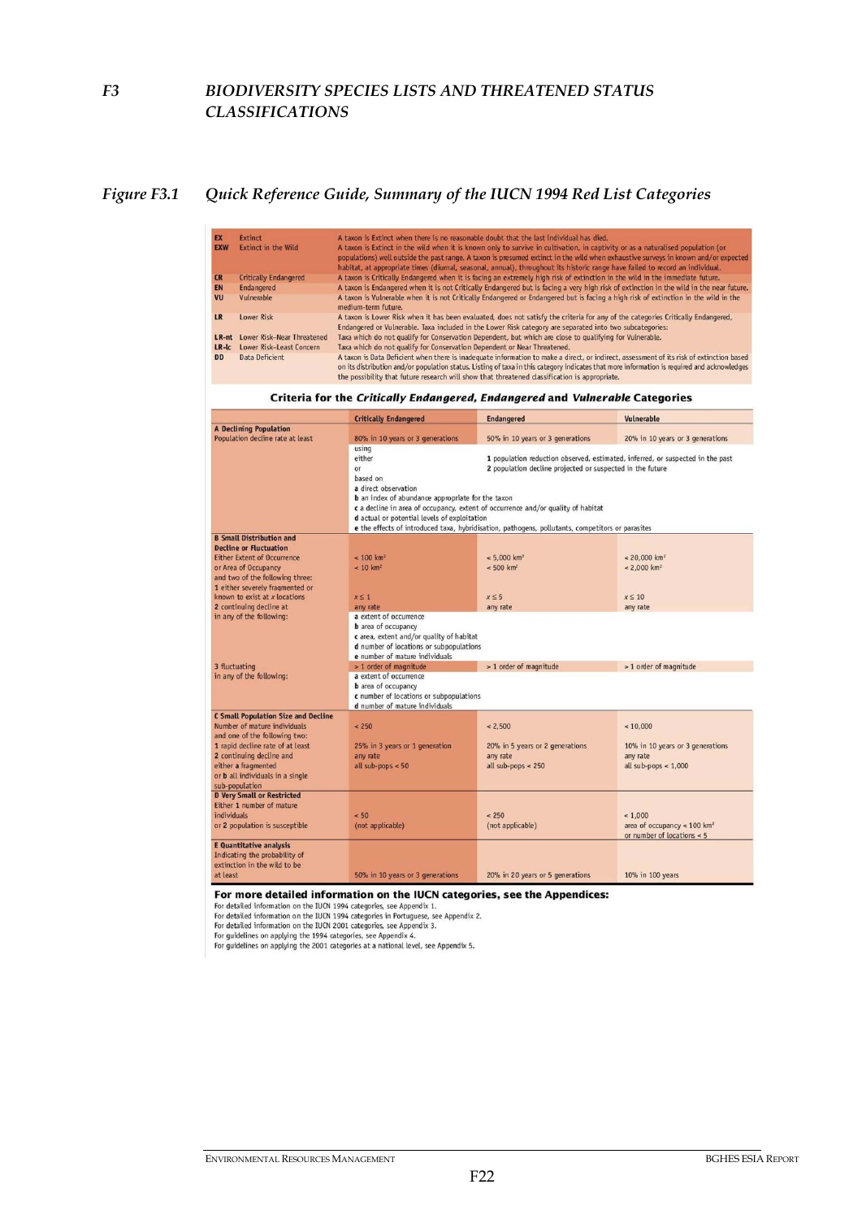## F3 BIODIVERSITY SPECIES LISTS AND THREATENED STATUS CLASSIFICATIONS

### Figure F3.1 Quick Reference Guide, Summary of the IUCN 1994 Red List Categories

| | | |
|---|---|---|
| EX | Extinct | A taxon is Extinct when there is no reasonable doubt that the last individual has died. |
| EXW | Extinct in the Wild | A taxon is Extinct in the wild when it is known only to survive in cultivation, in captivity or as a naturalised population (or populations) well outside the past range. A taxon is presumed extinct in the wild when exhaustive surveys in known and/or expected habitat, at appropriate times (diurnal, seasonal, annual), throughout its historic range have failed to record an individual. |
| CR | Critically Endangered | A taxon is Critically Endangered when it is facing an extremely high risk of extinction in the wild in the immediate future. |
| EN | Endangered | A taxon is Endangered when it is not Critically Endangered but is facing a very high risk of extinction in the wild in the near future. |
| VU | Vulnerable | A taxon is Vulnerable when it is not Critically Endangered or Endangered but is facing a high risk of extinction in the wild in the medium-term future. |
| LR | Lower Risk | A taxon is Lower Risk when it has been evaluated, does not satisfy the criteria for any of the categories Critically Endangered, Endangered or Vulnerable. Taxa included in the Lower Risk category are separated into two subcategories: |
| LR-nt | Lower Risk–Near Threatened | Taxa which do not qualify for Conservation Dependent, but which are close to qualifying for Vulnerable. |
| LR-lc | Lower Risk–Least Concern | Taxa which do not qualify for Conservation Dependent or Near Threatened. |
| DD | Data Deficient | A taxon is Data Deficient when there is inadequate information to make a direct, or indirect, assessment of its risk of extinction based on its distribution and/or population status. Listing of taxa in this category indicates that more information is required and acknowledges the possibility that future research will show that threatened classification is appropriate. |

**Criteria for the *Critically Endangered*, *Endangered* and *Vulnerable* Categories**

| | Critically Endangered | Endangered | Vulnerable |
|---|---|---|---|
| **A Declining Population** | | | |
| Population decline rate at least | 80% in 10 years or 3 generations | 50% in 10 years or 3 generations | 20% in 10 years or 3 generations |
| | using<br>either<br>or<br>based on<br>**a** direct observation<br>**b** an index of abundance appropriate for the taxon<br>**c** a decline in area of occupancy, extent of occurrence and/or quality of habitat<br>**d** actual or potential levels of exploitation<br>**e** the effects of introduced taxa, hybridisation, pathogens, pollutants, competitors or parasites | **1** population reduction observed, estimated, inferred, or suspected in the past<br>**2** population decline projected or suspected in the future | |
| **B Small Distribution and Decline or Fluctuation** | | | |
| Either Extent of Occurrence | $< 100$ km² | $< 5{,}000$ km² | $< 20{,}000$ km² |
| or Area of Occupancy | $< 10$ km² | $< 500$ km² | $< 2{,}000$ km² |
| and two of the following three:<br>1 either severely fragmented or known to exist at $x$ locations | $x \leq 1$ | $x \leq 5$ | $x \leq 10$ |
| 2 continuing decline at | any rate | any rate | any rate |
| in any of the following: | **a** extent of occurrence<br>**b** area of occupancy<br>**c** area, extent and/or quality of habitat<br>**d** number of locations or subpopulations<br>**e** number of mature individuals | | |
| 3 fluctuating | > 1 order of magnitude | > 1 order of magnitude | > 1 order of magnitude |
| in any of the following: | **a** extent of occurrence<br>**b** area of occupancy<br>**c** number of locations or subpopulations<br>**d** number of mature individuals | | |
| **C Small Population Size and Decline** | | | |
| Number of mature individuals | $< 250$ | $< 2{,}500$ | $< 10{,}000$ |
| and one of the following two:<br>1 rapid decline rate of at least | 25% in 3 years or 1 generation | 20% in 5 years or 2 generations | 10% in 10 years or 3 generations |
| 2 continuing decline and | any rate | any rate | any rate |
| either **a** fragmented or **b** all individuals in a single sub-population | all sub-pops $< 50$ | all sub-pops $< 250$ | all sub-pops $< 1{,}000$ |
| **D Very Small or Restricted** | | | |
| Either 1 number of mature individuals | $< 50$ | $< 250$ | $< 1{,}000$ |
| or 2 population is susceptible | (not applicable) | (not applicable) | area of occupancy $< 100$ km² or number of locations $< 5$ |
| **E Quantitative analysis** | | | |
| Indicating the probability of extinction in the wild to be at least | 50% in 10 years or 3 generations | 20% in 20 years or 5 generations | 10% in 100 years |

**For more detailed information on the IUCN categories, see the Appendices:**

For detailed information on the IUCN 1994 categories, see Appendix 1.
For detailed information on the IUCN 1994 categories in Portuguese, see Appendix 2.
For detailed information on the IUCN 2001 categories, see Appendix 3.
For guidelines on applying the 1994 categories, see Appendix 4.
For guidelines on applying the 2001 categories at a national level, see Appendix 5.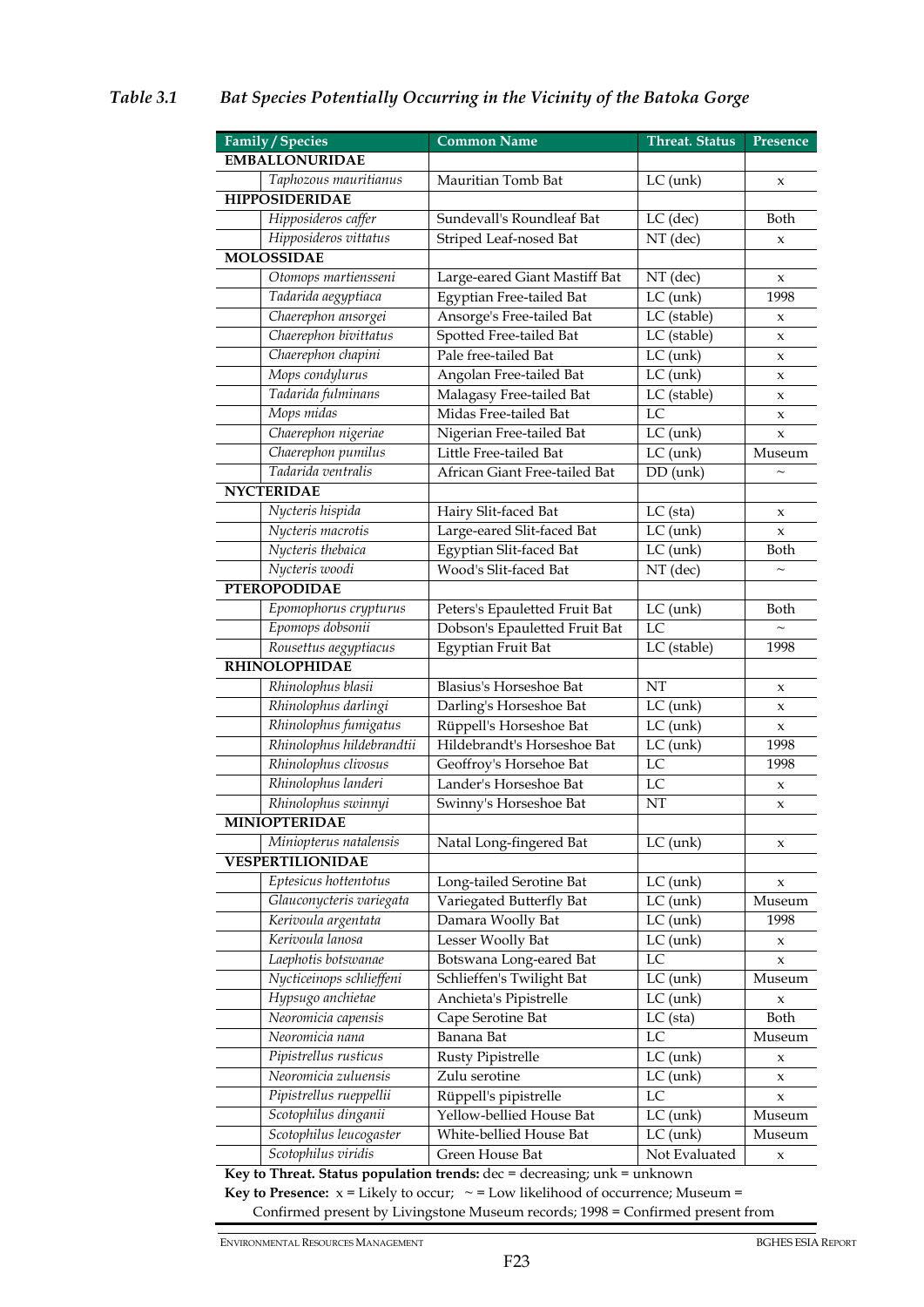### *Table 3.1 Bat Species Potentially Occurring in the Vicinity of the Batoka Gorge*

| Family / Species | Common Name | Threat. Status | Presence |
|---|---|---|---|
| **EMBALLONURIDAE** | | | |
| *Taphozous mauritianus* | Mauritian Tomb Bat | LC (unk) | x |
| **HIPPOSIDERIDAE** | | | |
| *Hipposideros caffer* | Sundevall's Roundleaf Bat | LC (dec) | Both |
| *Hipposideros vittatus* | Striped Leaf-nosed Bat | NT (dec) | x |
| **MOLOSSIDAE** | | | |
| *Otomops martiensseni* | Large-eared Giant Mastiff Bat | NT (dec) | x |
| *Tadarida aegyptiaca* | Egyptian Free-tailed Bat | LC (unk) | 1998 |
| *Chaerephon ansorgei* | Ansorge's Free-tailed Bat | LC (stable) | x |
| *Chaerephon bivittatus* | Spotted Free-tailed Bat | LC (stable) | x |
| *Chaerephon chapini* | Pale free-tailed Bat | LC (unk) | x |
| *Mops condylurus* | Angolan Free-tailed Bat | LC (unk) | x |
| *Tadarida fulminans* | Malagasy Free-tailed Bat | LC (stable) | x |
| *Mops midas* | Midas Free-tailed Bat | LC | x |
| *Chaerephon nigeriae* | Nigerian Free-tailed Bat | LC (unk) | x |
| *Chaerephon pumilus* | Little Free-tailed Bat | LC (unk) | Museum |
| *Tadarida ventralis* | African Giant Free-tailed Bat | DD (unk) | ~ |
| **NYCTERIDAE** | | | |
| *Nycteris hispida* | Hairy Slit-faced Bat | LC (sta) | x |
| *Nycteris macrotis* | Large-eared Slit-faced Bat | LC (unk) | x |
| *Nycteris thebaica* | Egyptian Slit-faced Bat | LC (unk) | Both |
| *Nycteris woodi* | Wood's Slit-faced Bat | NT (dec) | ~ |
| **PTEROPODIDAE** | | | |
| *Epomophorus crypturus* | Peters's Epauletted Fruit Bat | LC (unk) | Both |
| *Epomops dobsonii* | Dobson's Epauletted Fruit Bat | LC | ~ |
| *Rousettus aegyptiacus* | Egyptian Fruit Bat | LC (stable) | 1998 |
| **RHINOLOPHIDAE** | | | |
| *Rhinolophus blasii* | Blasius's Horseshoe Bat | NT | x |
| *Rhinolophus darlingi* | Darling's Horseshoe Bat | LC (unk) | x |
| *Rhinolophus fumigatus* | Rüppell's Horseshoe Bat | LC (unk) | x |
| *Rhinolophus hildebrandtii* | Hildebrandt's Horseshoe Bat | LC (unk) | 1998 |
| *Rhinolophus clivosus* | Geoffroy's Horseshoe Bat | LC | 1998 |
| *Rhinolophus landeri* | Lander's Horseshoe Bat | LC | x |
| *Rhinolophus swinnyi* | Swinny's Horseshoe Bat | NT | x |
| **MINIOPTERIDAE** | | | |
| *Miniopterus natalensis* | Natal Long-fingered Bat | LC (unk) | x |
| **VESPERTILIONIDAE** | | | |
| *Eptesicus hottentotus* | Long-tailed Serotine Bat | LC (unk) | x |
| *Glauconycteris variegata* | Variegated Butterfly Bat | LC (unk) | Museum |
| *Kerivoula argentata* | Damara Woolly Bat | LC (unk) | 1998 |
| *Kerivoula lanosa* | Lesser Woolly Bat | LC (unk) | x |
| *Laephotis botswanae* | Botswana Long-eared Bat | LC | x |
| *Nycticeinops schlieffeni* | Schlieffen's Twilight Bat | LC (unk) | Museum |
| *Hypsugo anchietae* | Anchieta's Pipistrelle | LC (unk) | x |
| *Neoromicia capensis* | Cape Serotine Bat | LC (sta) | Both |
| *Neoromicia nana* | Banana Bat | LC | Museum |
| *Pipistrellus rusticus* | Rusty Pipistrelle | LC (unk) | x |
| *Neoromicia zuluensis* | Zulu serotine | LC (unk) | x |
| *Pipistrellus rueppellii* | Rüppell's pipistrelle | LC | x |
| *Scotophilus dinganii* | Yellow-bellied House Bat | LC (unk) | Museum |
| *Scotophilus leucogaster* | White-bellied House Bat | LC (unk) | Museum |
| *Scotophilus viridis* | Green House Bat | Not Evaluated | x |

**Key to Threat. Status population trends:** dec = decreasing; unk = unknown

**Key to Presence:** x = Likely to occur; ~ = Low likelihood of occurrence; Museum = Confirmed present by Livingstone Museum records; 1998 = Confirmed present from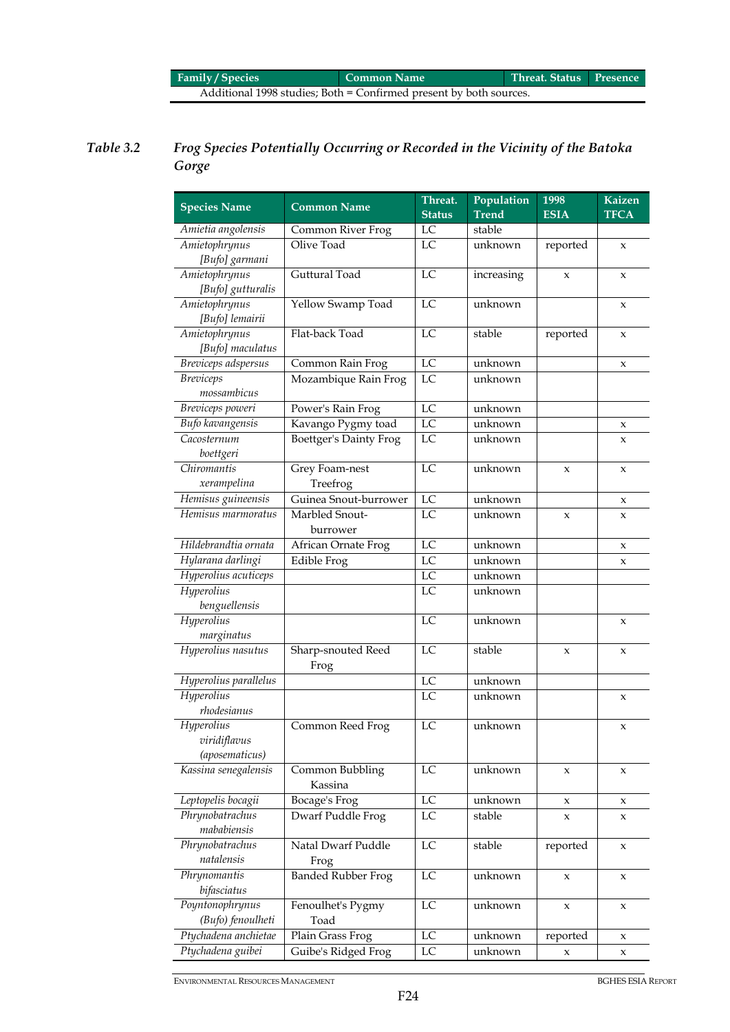| Family / Species | Common Name | Threat. Status | Presence |
|---|---|---|---|
| Additional 1998 studies; Both = Confirmed present by both sources. | | | |

*Table 3.2 Frog Species Potentially Occurring or Recorded in the Vicinity of the Batoka Gorge*

| Species Name | Common Name | Threat. Status | Population Trend | 1998 ESIA | Kaizen TFCA |
|---|---|---|---|---|---|
| *Amietia angolensis* | Common River Frog | LC | stable | | |
| *Amietophrynus [Bufo] garmani* | Olive Toad | LC | unknown | reported | x |
| *Amietophrynus [Bufo] gutturalis* | Guttural Toad | LC | increasing | x | x |
| *Amietophrynus [Bufo] lemairii* | Yellow Swamp Toad | LC | unknown | | x |
| *Amietophrynus [Bufo] maculatus* | Flat-back Toad | LC | stable | reported | x |
| *Breviceps adspersus* | Common Rain Frog | LC | unknown | | x |
| *Breviceps mossambicus* | Mozambique Rain Frog | LC | unknown | | |
| *Breviceps poweri* | Power's Rain Frog | LC | unknown | | |
| *Bufo kavangensis* | Kavango Pygmy toad | LC | unknown | | x |
| *Cacosternum boettgeri* | Boettger's Dainty Frog | LC | unknown | | x |
| *Chiromantis xerampelina* | Grey Foam-nest Treefrog | LC | unknown | x | x |
| *Hemisus guineensis* | Guinea Snout-burrower | LC | unknown | | x |
| *Hemisus marmoratus* | Marbled Snout-burrower | LC | unknown | x | x |
| *Hildebrandtia ornata* | African Ornate Frog | LC | unknown | | x |
| *Hylarana darlingi* | Edible Frog | LC | unknown | | x |
| *Hyperolius acuticeps* | | LC | unknown | | |
| *Hyperolius benguellensis* | | LC | unknown | | |
| *Hyperolius marginatus* | | LC | unknown | | x |
| *Hyperolius nasutus* | Sharp-snouted Reed Frog | LC | stable | x | x |
| *Hyperolius parallelus* | | LC | unknown | | |
| *Hyperolius rhodesianus* | | LC | unknown | | x |
| *Hyperolius viridiflavus (aposematicus)* | Common Reed Frog | LC | unknown | | x |
| *Kassina senegalensis* | Common Bubbling Kassina | LC | unknown | x | x |
| *Leptopelis bocagii* | Bocage's Frog | LC | unknown | x | x |
| *Phrynobatrachus mababiensis* | Dwarf Puddle Frog | LC | stable | x | x |
| *Phrynobatrachus natalensis* | Natal Dwarf Puddle Frog | LC | stable | reported | x |
| *Phrynomantis bifasciatus* | Banded Rubber Frog | LC | unknown | x | x |
| *Poyntonophrynus (Bufo) fenoulheti* | Fenoulhet's Pygmy Toad | LC | unknown | x | x |
| *Ptychadena anchietae* | Plain Grass Frog | LC | unknown | reported | x |
| *Ptychadena guibei* | Guibe's Ridged Frog | LC | unknown | x | x |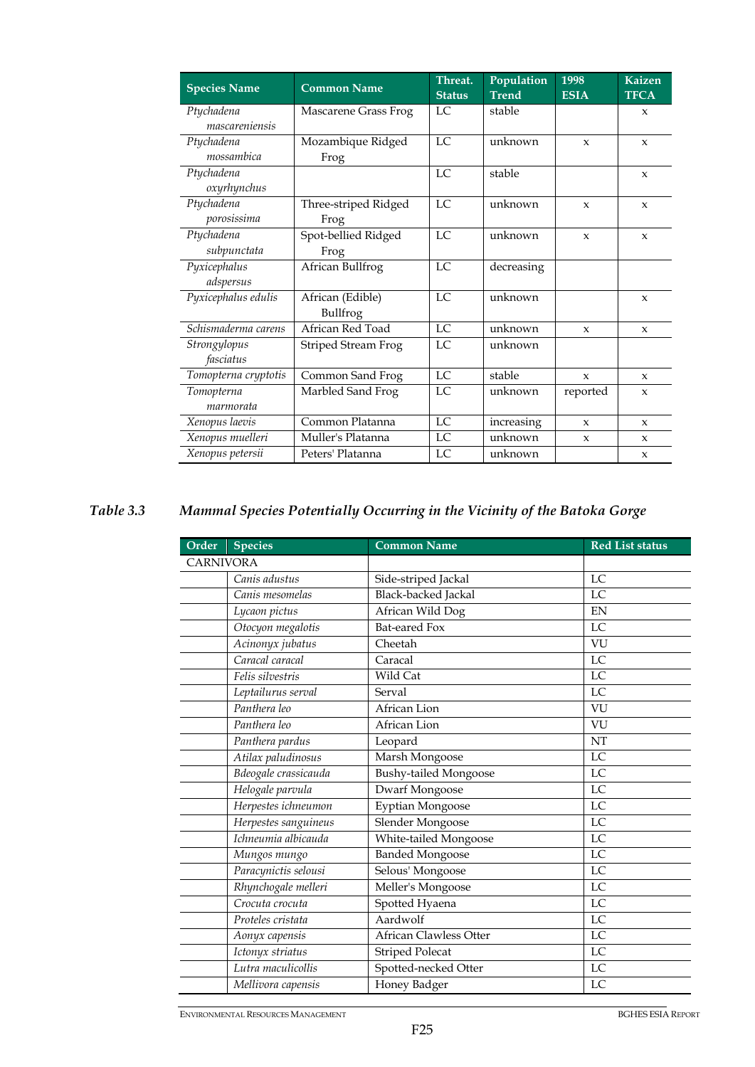| Species Name | Common Name | Threat. Status | Population Trend | 1998 ESIA | Kaizen TFCA |
|---|---|---|---|---|---|
| *Ptychadena mascareniensis* | Mascarene Grass Frog | LC | stable | | x |
| *Ptychadena mossambica* | Mozambique Ridged Frog | LC | unknown | x | x |
| *Ptychadena oxyrhynchus* | | LC | stable | | x |
| *Ptychadena porosissima* | Three-striped Ridged Frog | LC | unknown | x | x |
| *Ptychadena subpunctata* | Spot-bellied Ridged Frog | LC | unknown | x | x |
| *Pyxicephalus adspersus* | African Bullfrog | LC | decreasing | | |
| *Pyxicephalus edulis* | African (Edible) Bullfrog | LC | unknown | | x |
| *Schismaderma carens* | African Red Toad | LC | unknown | x | x |
| *Strongylopus fasciatus* | Striped Stream Frog | LC | unknown | | |
| *Tomopterna cryptotis* | Common Sand Frog | LC | stable | x | x |
| *Tomopterna marmorata* | Marbled Sand Frog | LC | unknown | reported | x |
| *Xenopus laevis* | Common Platanna | LC | increasing | x | x |
| *Xenopus muelleri* | Muller's Platanna | LC | unknown | x | x |
| *Xenopus petersii* | Peters' Platanna | LC | unknown | | x |

*Table 3.3 Mammal Species Potentially Occurring in the Vicinity of the Batoka Gorge*

| Order | Species | Common Name | Red List status |
|---|---|---|---|
| CARNIVORA | | | |
| | *Canis adustus* | Side-striped Jackal | LC |
| | *Canis mesomelas* | Black-backed Jackal | LC |
| | *Lycaon pictus* | African Wild Dog | EN |
| | *Otocyon megalotis* | Bat-eared Fox | LC |
| | *Acinonyx jubatus* | Cheetah | VU |
| | *Caracal caracal* | Caracal | LC |
| | *Felis silvestris* | Wild Cat | LC |
| | *Leptailurus serval* | Serval | LC |
| | *Panthera leo* | African Lion | VU |
| | *Panthera leo* | African Lion | VU |
| | *Panthera pardus* | Leopard | NT |
| | *Atilax paludinosus* | Marsh Mongoose | LC |
| | *Bdeogale crassicauda* | Bushy-tailed Mongoose | LC |
| | *Helogale parvula* | Dwarf Mongoose | LC |
| | *Herpestes ichneumon* | Eyptian Mongoose | LC |
| | *Herpestes sanguineus* | Slender Mongoose | LC |
| | *Ichneumia albicauda* | White-tailed Mongoose | LC |
| | *Mungos mungo* | Banded Mongoose | LC |
| | *Paracynictis selousi* | Selous' Mongoose | LC |
| | *Rhynchogale melleri* | Meller's Mongoose | LC |
| | *Crocuta crocuta* | Spotted Hyaena | LC |
| | *Proteles cristata* | Aardwolf | LC |
| | *Aonyx capensis* | African Clawless Otter | LC |
| | *Ictonyx striatus* | Striped Polecat | LC |
| | *Lutra maculicollis* | Spotted-necked Otter | LC |
| | *Mellivora capensis* | Honey Badger | LC |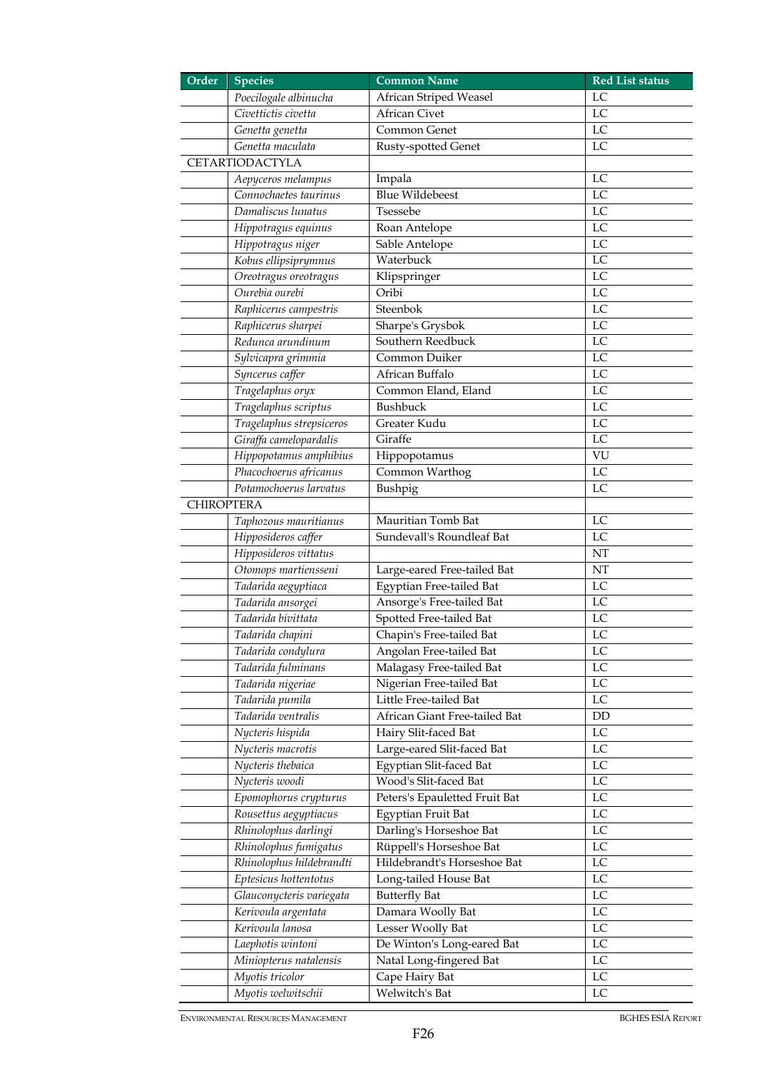| Order | Species | Common Name | Red List status |
|---|---|---|---|
| | *Poecilogale albinucha* | African Striped Weasel | LC |
| | *Civettictis civetta* | African Civet | LC |
| | *Genetta genetta* | Common Genet | LC |
| | *Genetta maculata* | Rusty-spotted Genet | LC |
| CETARTIODACTYLA | | | |
| | *Aepyceros melampus* | Impala | LC |
| | *Connochaetes taurinus* | Blue Wildebeest | LC |
| | *Damaliscus lunatus* | Tsessebe | LC |
| | *Hippotragus equinus* | Roan Antelope | LC |
| | *Hippotragus niger* | Sable Antelope | LC |
| | *Kobus ellipsiprymnus* | Waterbuck | LC |
| | *Oreotragus oreotragus* | Klipspringer | LC |
| | *Ourebia ourebi* | Oribi | LC |
| | *Raphicerus campestris* | Steenbok | LC |
| | *Raphicerus sharpei* | Sharpe's Grysbok | LC |
| | *Redunca arundinum* | Southern Reedbuck | LC |
| | *Sylvicapra grimmia* | Common Duiker | LC |
| | *Syncerus caffer* | African Buffalo | LC |
| | *Tragelaphus oryx* | Common Eland, Eland | LC |
| | *Tragelaphus scriptus* | Bushbuck | LC |
| | *Tragelaphus strepsiceros* | Greater Kudu | LC |
| | *Giraffa camelopardalis* | Giraffe | LC |
| | *Hippopotamus amphibius* | Hippopotamus | VU |
| | *Phacochoerus africanus* | Common Warthog | LC |
| | *Potamochoerus larvatus* | Bushpig | LC |
| CHIROPTERA | | | |
| | *Taphozous mauritianus* | Mauritian Tomb Bat | LC |
| | *Hipposideros caffer* | Sundevall's Roundleaf Bat | LC |
| | *Hipposideros vittatus* | | NT |
| | *Otomops martiensseni* | Large-eared Free-tailed Bat | NT |
| | *Tadarida aegyptiaca* | Egyptian Free-tailed Bat | LC |
| | *Tadarida ansorgei* | Ansorge's Free-tailed Bat | LC |
| | *Tadarida bivittata* | Spotted Free-tailed Bat | LC |
| | *Tadarida chapini* | Chapin's Free-tailed Bat | LC |
| | *Tadarida condylura* | Angolan Free-tailed Bat | LC |
| | *Tadarida fulminans* | Malagasy Free-tailed Bat | LC |
| | *Tadarida nigeriae* | Nigerian Free-tailed Bat | LC |
| | *Tadarida pumila* | Little Free-tailed Bat | LC |
| | *Tadarida ventralis* | African Giant Free-tailed Bat | DD |
| | *Nycteris hispida* | Hairy Slit-faced Bat | LC |
| | *Nycteris macrotis* | Large-eared Slit-faced Bat | LC |
| | *Nycteris thebaica* | Egyptian Slit-faced Bat | LC |
| | *Nycteris woodi* | Wood's Slit-faced Bat | LC |
| | *Epomophorus crypturus* | Peters's Epauletted Fruit Bat | LC |
| | *Rousettus aegyptiacus* | Egyptian Fruit Bat | LC |
| | *Rhinolophus darlingi* | Darling's Horseshoe Bat | LC |
| | *Rhinolophus fumigatus* | Rüppell's Horseshoe Bat | LC |
| | *Rhinolophus hildebrandti* | Hildebrandt's Horseshoe Bat | LC |
| | *Eptesicus hottentotus* | Long-tailed House Bat | LC |
| | *Glauconycteris variegata* | Butterfly Bat | LC |
| | *Kerivoula argentata* | Damara Woolly Bat | LC |
| | *Kerivoula lanosa* | Lesser Woolly Bat | LC |
| | *Laephotis wintoni* | De Winton's Long-eared Bat | LC |
| | *Miniopterus natalensis* | Natal Long-fingered Bat | LC |
| | *Myotis tricolor* | Cape Hairy Bat | LC |
| | *Myotis welwitschii* | Welwitch's Bat | LC |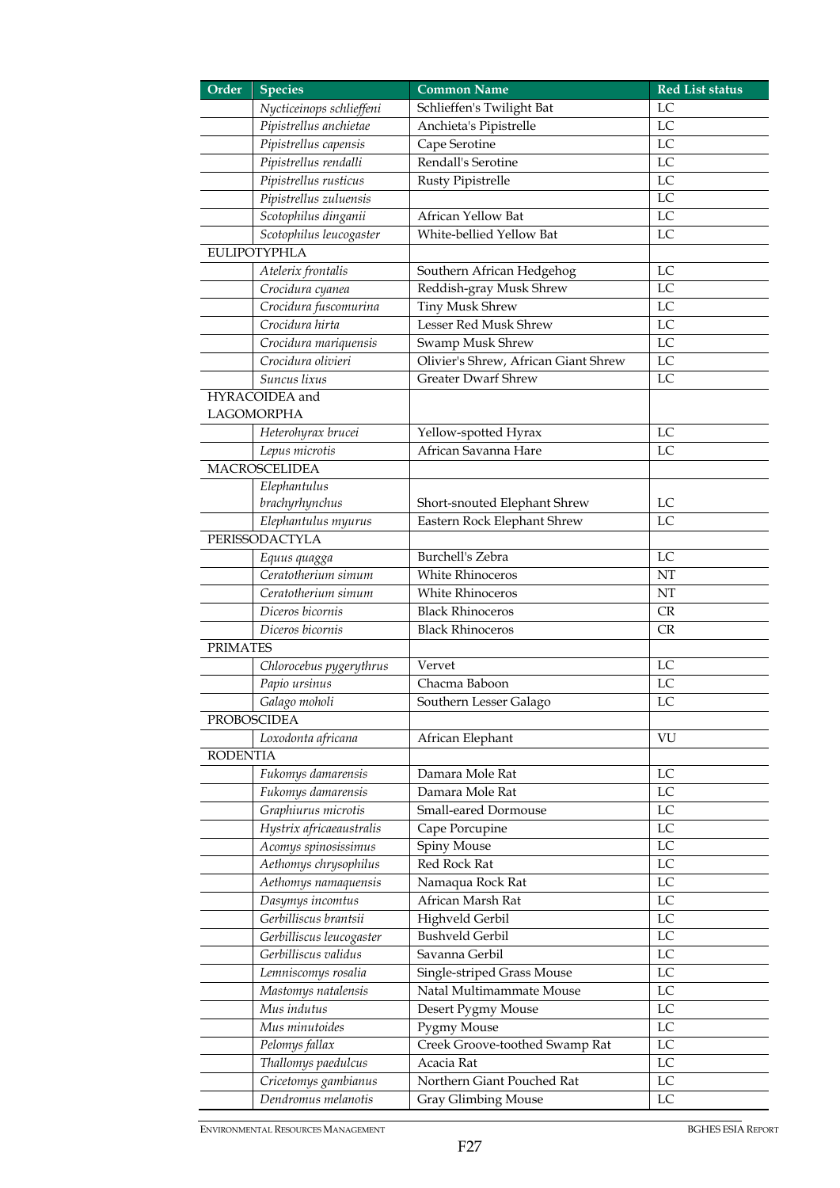| Order | Species | Common Name | Red List status |
|---|---|---|---|
| | *Nycticeinops schlieffeni* | Schlieffen's Twilight Bat | LC |
| | *Pipistrellus anchietae* | Anchieta's Pipistrelle | LC |
| | *Pipistrellus capensis* | Cape Serotine | LC |
| | *Pipistrellus rendalli* | Rendall's Serotine | LC |
| | *Pipistrellus rusticus* | Rusty Pipistrelle | LC |
| | *Pipistrellus zuluensis* | | LC |
| | *Scotophilus dinganii* | African Yellow Bat | LC |
| | *Scotophilus leucogaster* | White-bellied Yellow Bat | LC |
| EULIPOTYPHLA | | | |
| | *Atelerix frontalis* | Southern African Hedgehog | LC |
| | *Crocidura cyanea* | Reddish-gray Musk Shrew | LC |
| | *Crocidura fuscomurina* | Tiny Musk Shrew | LC |
| | *Crocidura hirta* | Lesser Red Musk Shrew | LC |
| | *Crocidura mariquensis* | Swamp Musk Shrew | LC |
| | *Crocidura olivieri* | Olivier's Shrew, African Giant Shrew | LC |
| | *Suncus lixus* | Greater Dwarf Shrew | LC |
| HYRACOIDEA and LAGOMORPHA | | | |
| | *Heterohyrax brucei* | Yellow-spotted Hyrax | LC |
| | *Lepus microtis* | African Savanna Hare | LC |
| MACROSCELIDEA | | | |
| | *Elephantulus brachyrhynchus* | Short-snouted Elephant Shrew | LC |
| | *Elephantulus myurus* | Eastern Rock Elephant Shrew | LC |
| PERISSODACTYLA | | | |
| | *Equus quagga* | Burchell's Zebra | LC |
| | *Ceratotherium simum* | White Rhinoceros | NT |
| | *Ceratotherium simum* | White Rhinoceros | NT |
| | *Diceros bicornis* | Black Rhinoceros | CR |
| | *Diceros bicornis* | Black Rhinoceros | CR |
| PRIMATES | | | |
| | *Chlorocebus pygerythrus* | Vervet | LC |
| | *Papio ursinus* | Chacma Baboon | LC |
| | *Galago moholi* | Southern Lesser Galago | LC |
| PROBOSCIDEA | | | |
| | *Loxodonta africana* | African Elephant | VU |
| RODENTIA | | | |
| | *Fukomys damarensis* | Damara Mole Rat | LC |
| | *Fukomys damarensis* | Damara Mole Rat | LC |
| | *Graphiurus microtis* | Small-eared Dormouse | LC |
| | *Hystrix africaeaustralis* | Cape Porcupine | LC |
| | *Acomys spinosissimus* | Spiny Mouse | LC |
| | *Aethomys chrysophilus* | Red Rock Rat | LC |
| | *Aethomys namaquensis* | Namaqua Rock Rat | LC |
| | *Dasymys incomtus* | African Marsh Rat | LC |
| | *Gerbilliscus brantsii* | Highveld Gerbil | LC |
| | *Gerbilliscus leucogaster* | Bushveld Gerbil | LC |
| | *Gerbilliscus validus* | Savanna Gerbil | LC |
| | *Lemniscomys rosalia* | Single-striped Grass Mouse | LC |
| | *Mastomys natalensis* | Natal Multimammate Mouse | LC |
| | *Mus indutus* | Desert Pygmy Mouse | LC |
| | *Mus minutoides* | Pygmy Mouse | LC |
| | *Pelomys fallax* | Creek Groove-toothed Swamp Rat | LC |
| | *Thallomys paedulcus* | Acacia Rat | LC |
| | *Cricetomys gambianus* | Northern Giant Pouched Rat | LC |
| | *Dendromus melanotis* | Gray Glimbing Mouse | LC |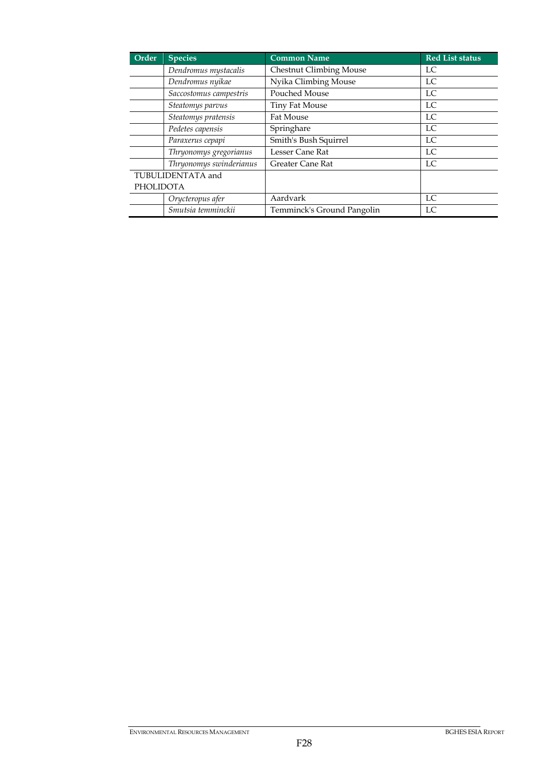| Order | Species | Common Name | Red List status |
|---|---|---|---|
| | *Dendromus mystacalis* | Chestnut Climbing Mouse | LC |
| | *Dendromus nyikae* | Nyika Climbing Mouse | LC |
| | *Saccostomus campestris* | Pouched Mouse | LC |
| | *Steatomys parvus* | Tiny Fat Mouse | LC |
| | *Steatomys pratensis* | Fat Mouse | LC |
| | *Pedetes capensis* | Springhare | LC |
| | *Paraxerus cepapi* | Smith's Bush Squirrel | LC |
| | *Thryonomys gregorianus* | Lesser Cane Rat | LC |
| | *Thryonomys swinderianus* | Greater Cane Rat | LC |
| TUBULIDENTATA and PHOLIDOTA | | | |
| | *Orycteropus afer* | Aardvark | LC |
| | *Smutsia temminckii* | Temminck's Ground Pangolin | LC |